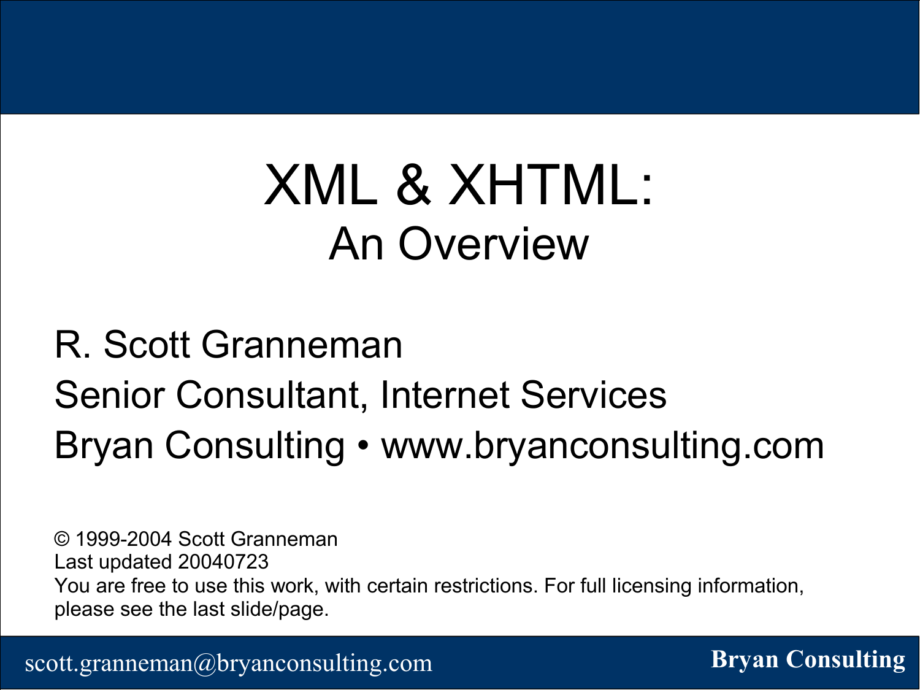# XML & XHTML:

## An Overview

R. Scott Granneman

Senior Consultant, Internet Services

Bryan Consulting • www.bryanconsulting.com

© 1999-2004 Scott Granneman

Last updated 20040723

You are free to use this work, with certain restrictions. For full licensing information, please see the last slide/page.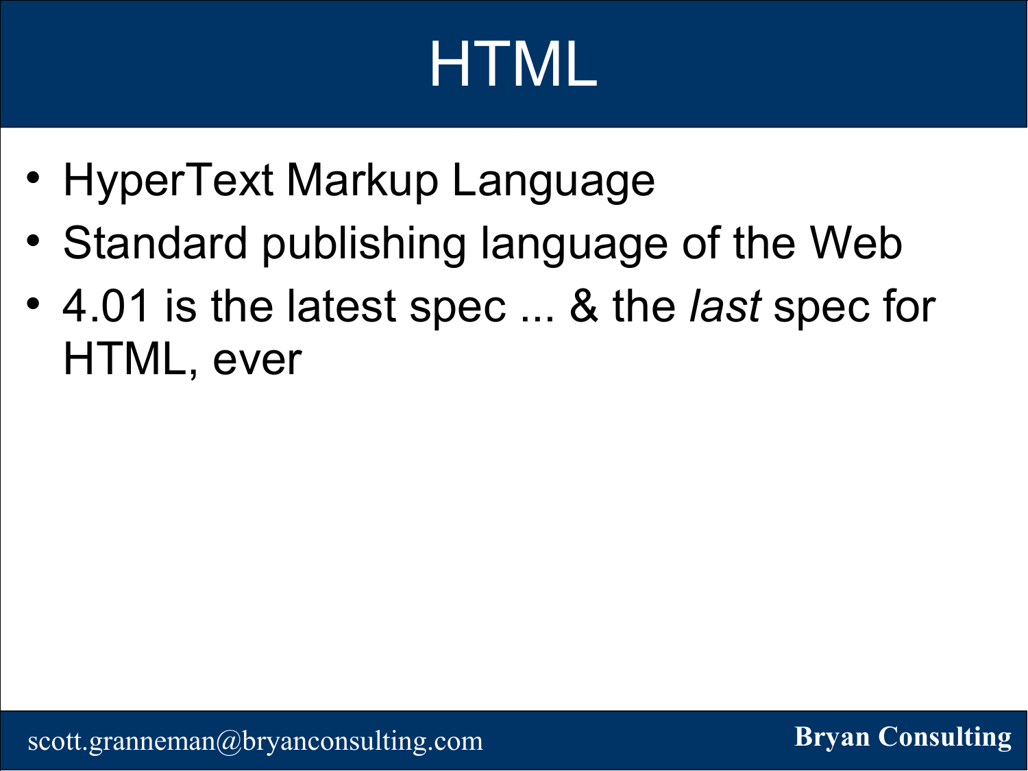# HTML

- HyperText Markup Language
- Standard publishing language of the Web
- 4.01 is the latest spec ... & the *last* spec for HTML, ever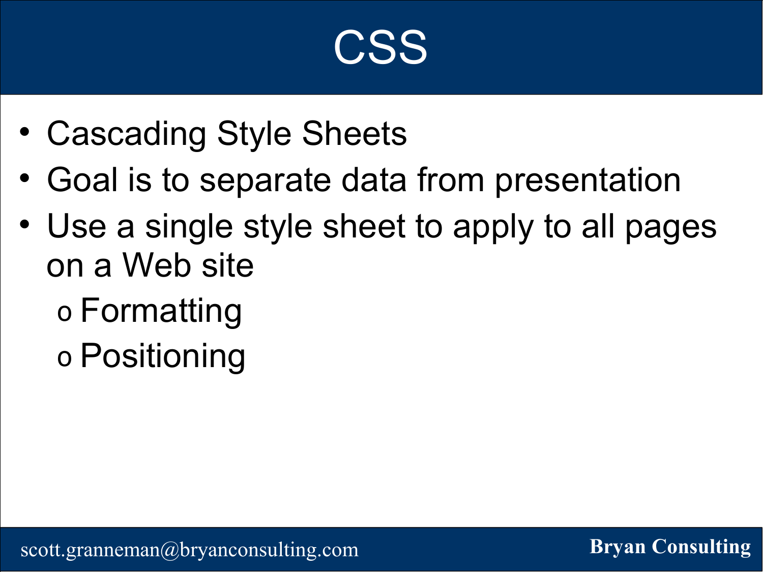# CSS

- Cascading Style Sheets
- Goal is to separate data from presentation
- Use a single style sheet to apply to all pages on a Web site
  - Formatting
  - Positioning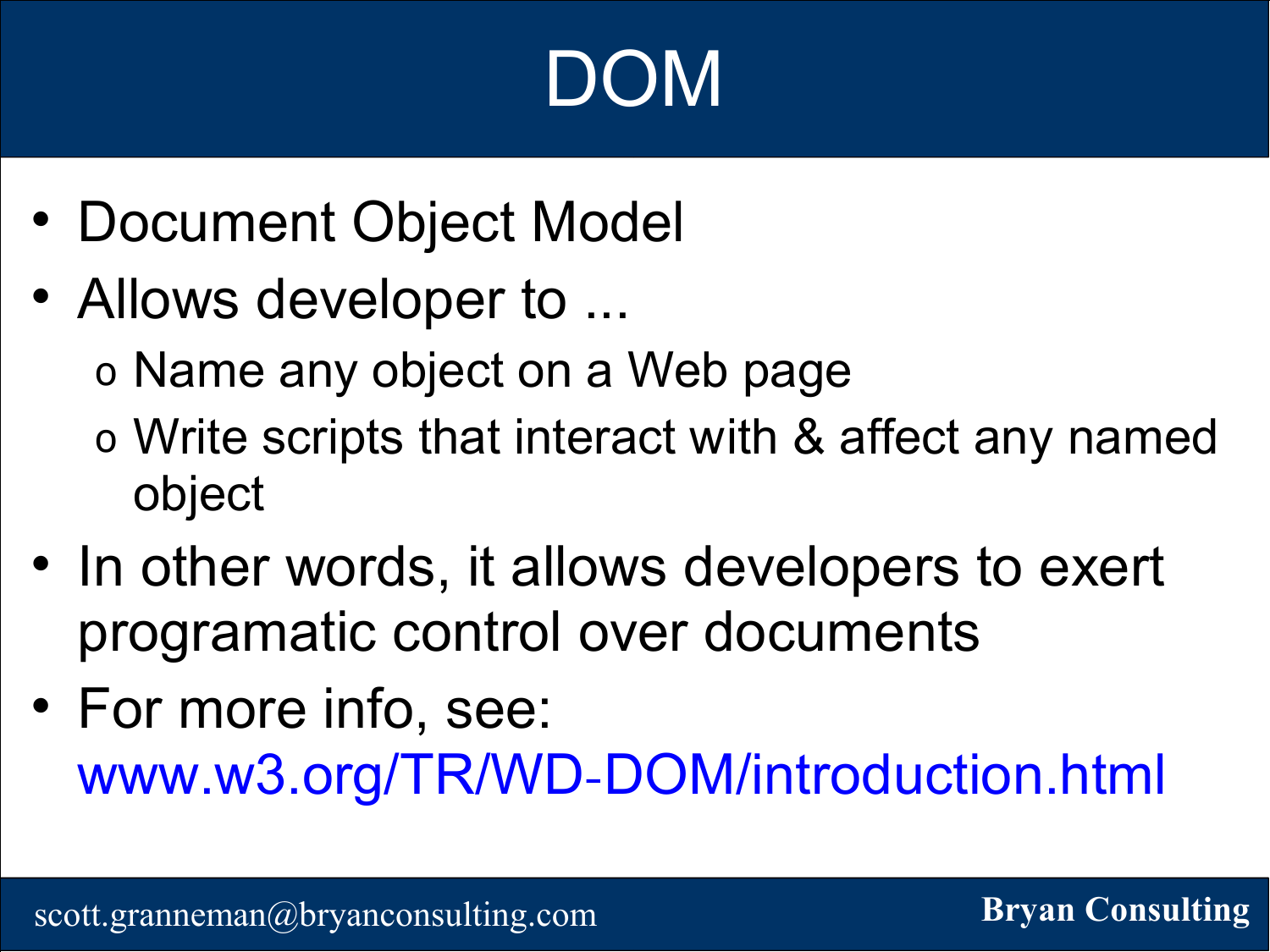# DOM

- Document Object Model
- Allows developer to ...
  - Name any object on a Web page
  - Write scripts that interact with & affect any named object
- In other words, it allows developers to exert programatic control over documents
- For more info, see: www.w3.org/TR/WD-DOM/introduction.html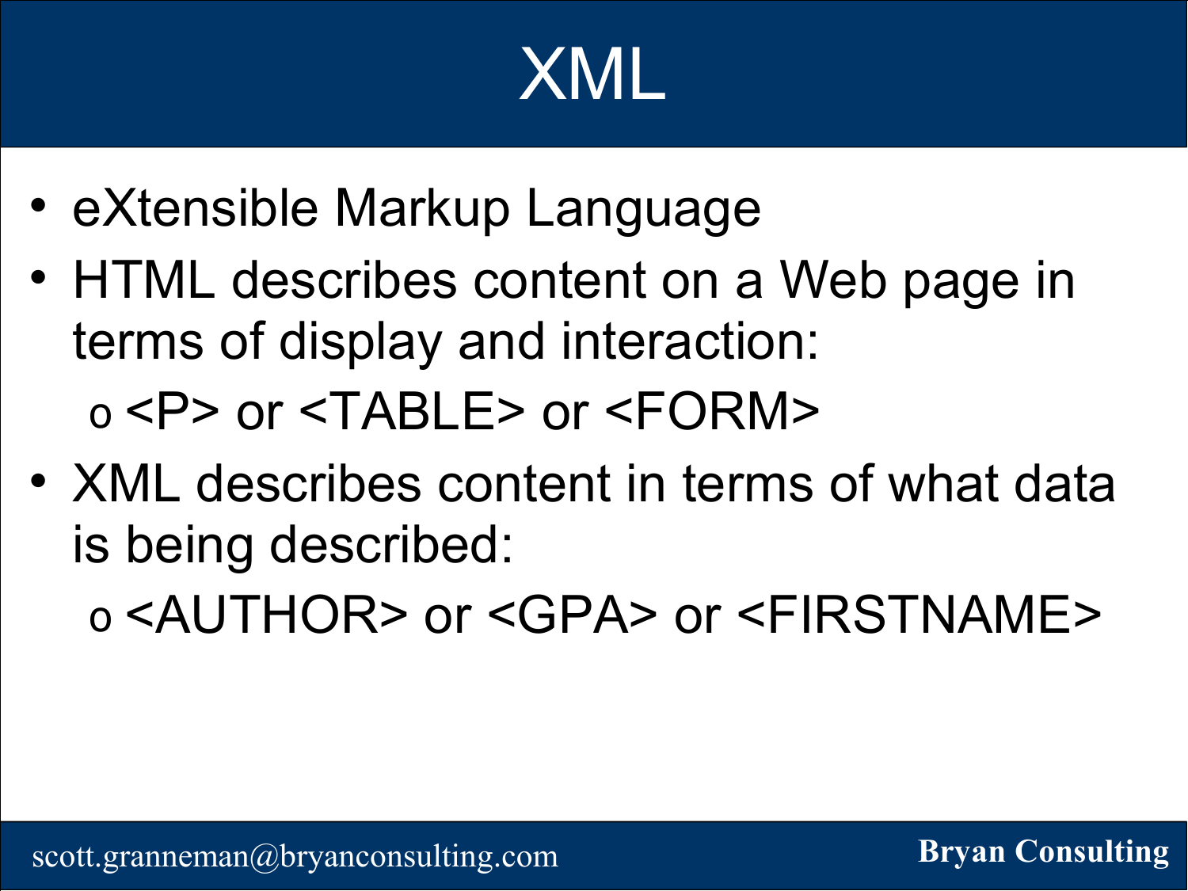# XML

- eXtensible Markup Language
- HTML describes content on a Web page in terms of display and interaction:
  - <P> or <TABLE> or <FORM>
- XML describes content in terms of what data is being described:
  - <AUTHOR> or <GPA> or <FIRSTNAME>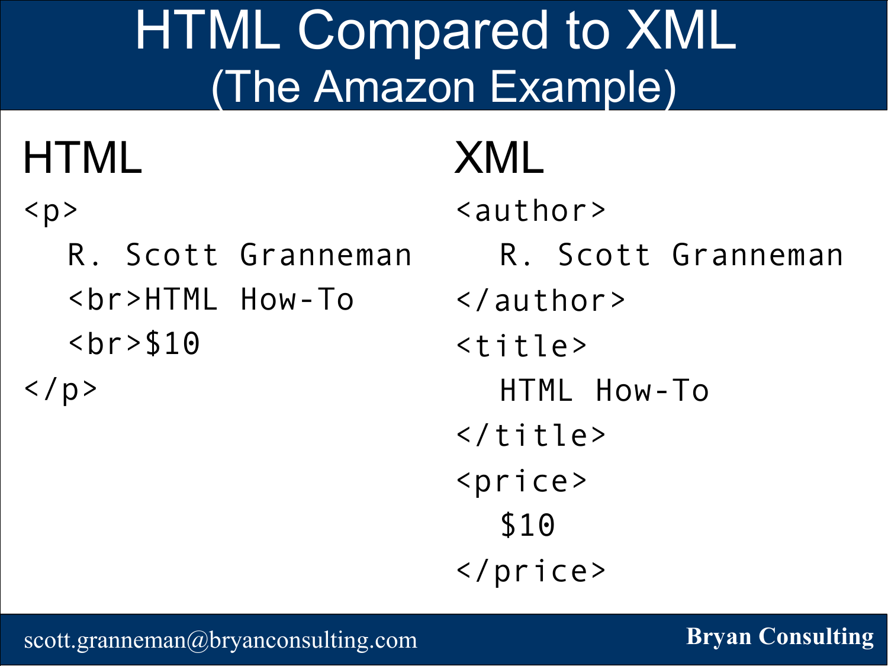# HTML Compared to XML
## (The Amazon Example)

### HTML

```
<p>
  R. Scott Granneman
  <br>HTML How-To
  <br>$10
</p>
```

### XML

```
<author>
  R. Scott Granneman
</author>
<title>
  HTML How-To
</title>
<price>
  $10
</price>
```

scott.granneman@bryanconsulting.com

**Bryan Consulting**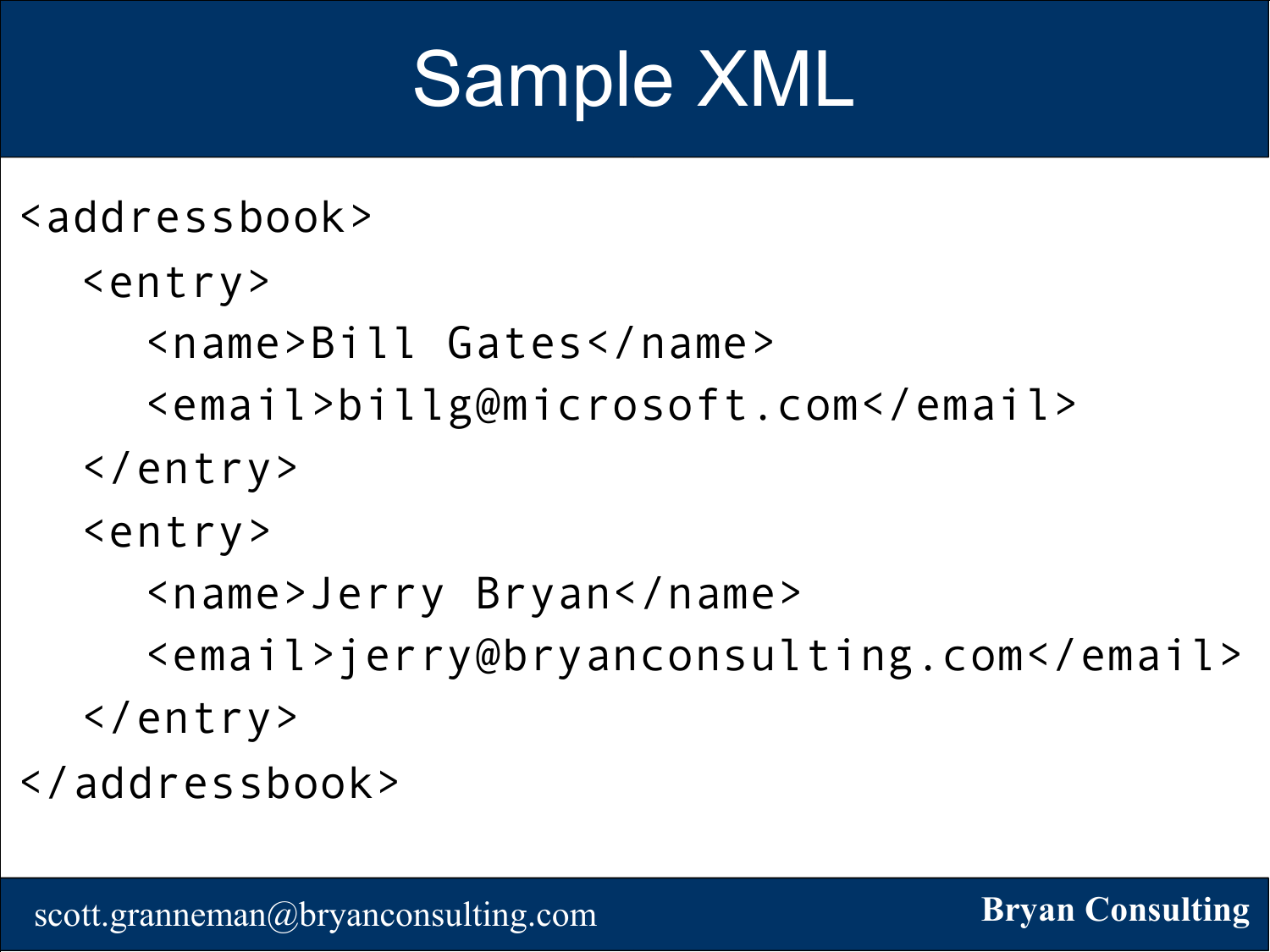# Sample XML

```
<addressbook>
   <entry>
      <name>Bill Gates</name>
      <email>billg@microsoft.com</email>
   </entry>
   <entry>
      <name>Jerry Bryan</name>
      <email>jerry@bryanconsulting.com</email>
   </entry>
</addressbook>
```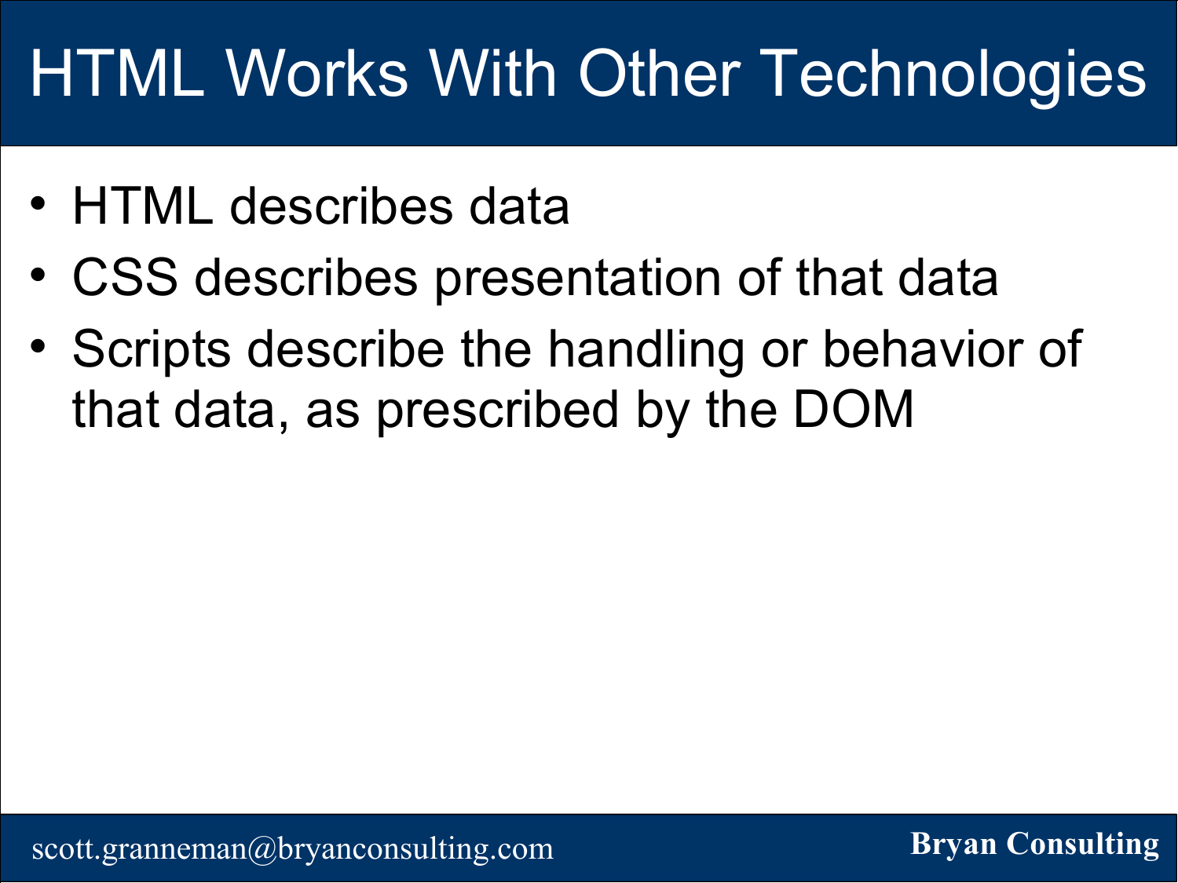# HTML Works With Other Technologies

- HTML describes data
- CSS describes presentation of that data
- Scripts describe the handling or behavior of that data, as prescribed by the DOM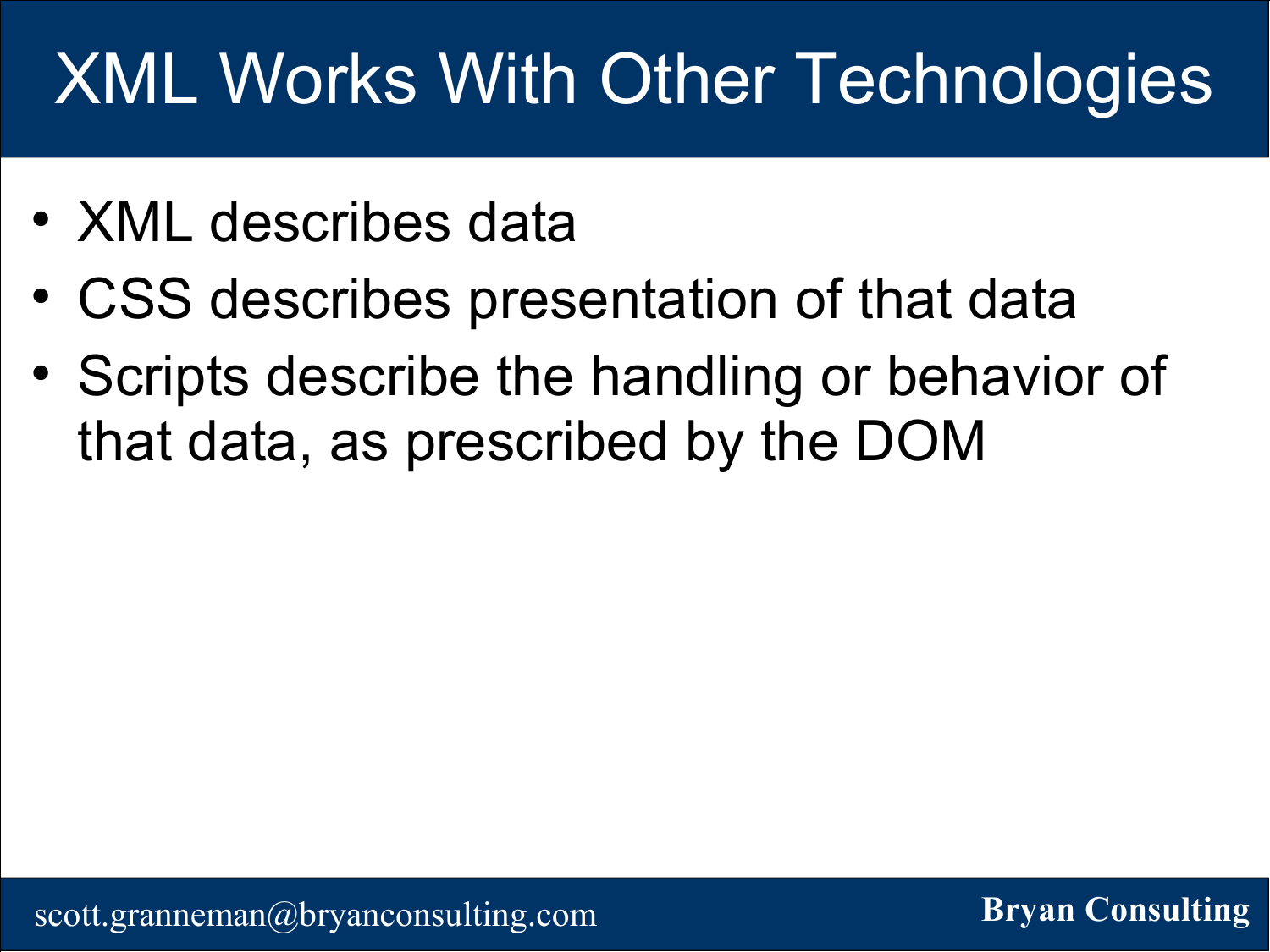# XML Works With Other Technologies

- XML describes data
- CSS describes presentation of that data
- Scripts describe the handling or behavior of that data, as prescribed by the DOM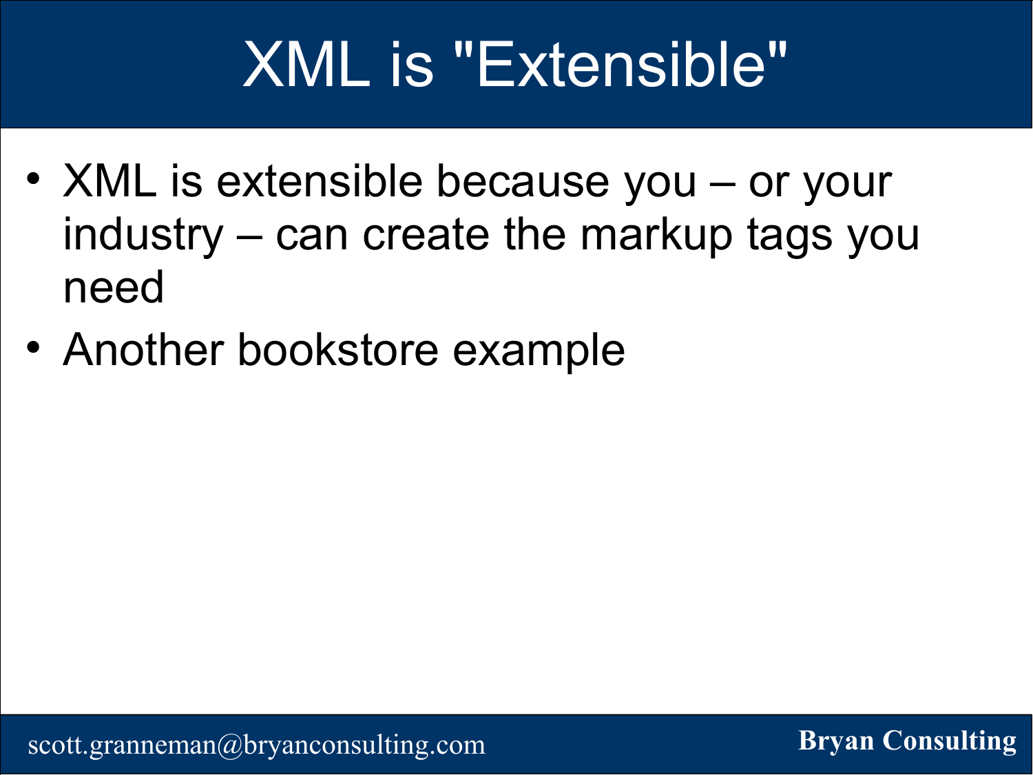# XML is "Extensible"

- XML is extensible because you – or your industry – can create the markup tags you need
- Another bookstore example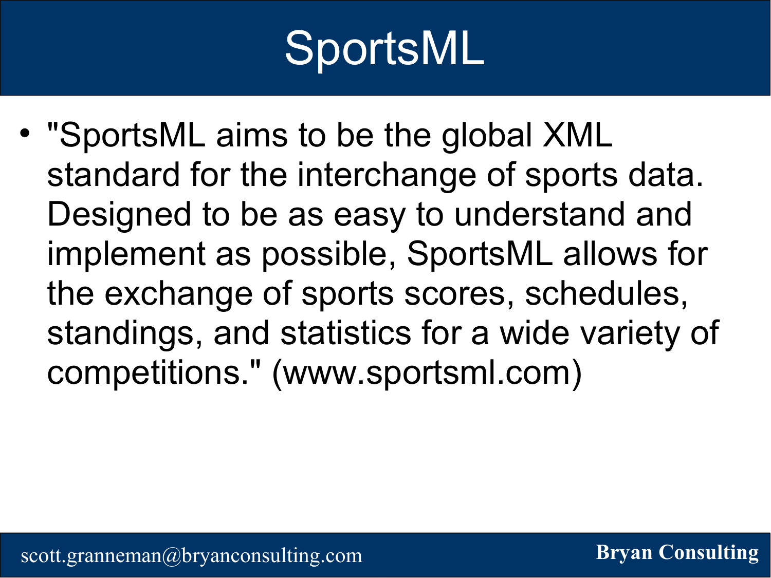# SportsML

- "SportsML aims to be the global XML standard for the interchange of sports data. Designed to be as easy to understand and implement as possible, SportsML allows for the exchange of sports scores, schedules, standings, and statistics for a wide variety of competitions." (www.sportsml.com)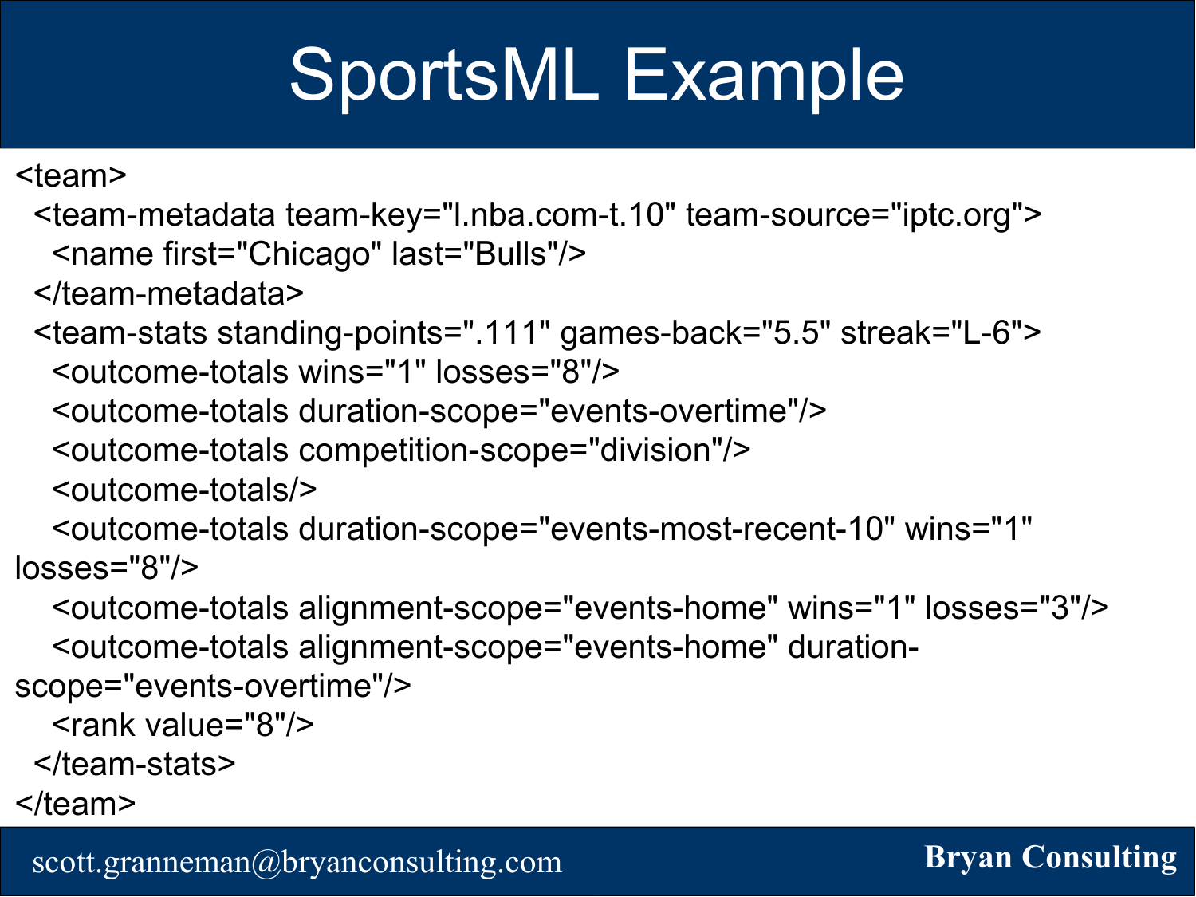# SportsML Example

```
<team>
  <team-metadata team-key="l.nba.com-t.10" team-source="iptc.org">
    <name first="Chicago" last="Bulls"/>
  </team-metadata>
  <team-stats standing-points=".111" games-back="5.5" streak="L-6">
    <outcome-totals wins="1" losses="8"/>
    <outcome-totals duration-scope="events-overtime"/>
    <outcome-totals competition-scope="division"/>
    <outcome-totals/>
    <outcome-totals duration-scope="events-most-recent-10" wins="1" losses="8"/>
    <outcome-totals alignment-scope="events-home" wins="1" losses="3"/>
    <outcome-totals alignment-scope="events-home" duration-scope="events-overtime"/>
    <rank value="8"/>
  </team-stats>
</team>
```

scott.granneman@bryanconsulting.com

**Bryan Consulting**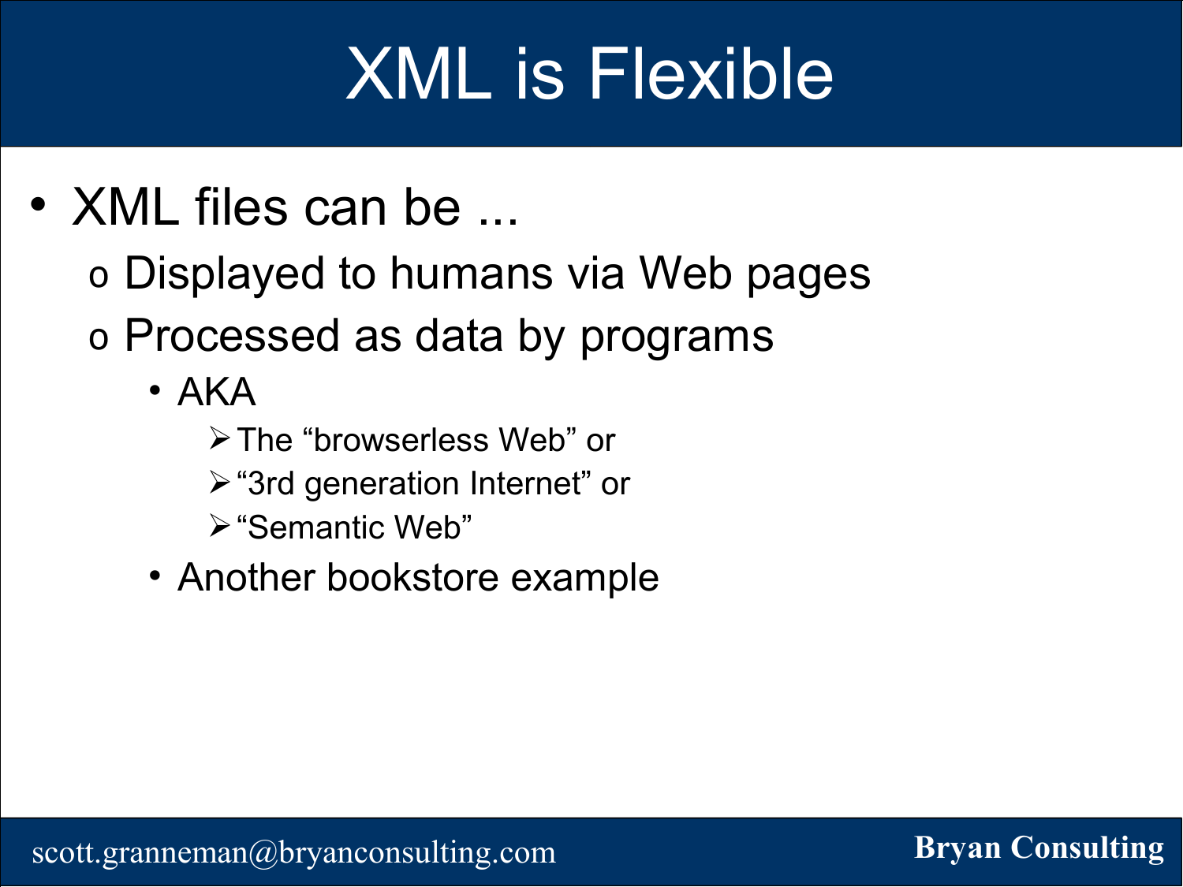# XML is Flexible

- XML files can be ...
  - Displayed to humans via Web pages
  - Processed as data by programs
    - AKA
      - The "browserless Web" or
      - "3rd generation Internet" or
      - "Semantic Web"
    - Another bookstore example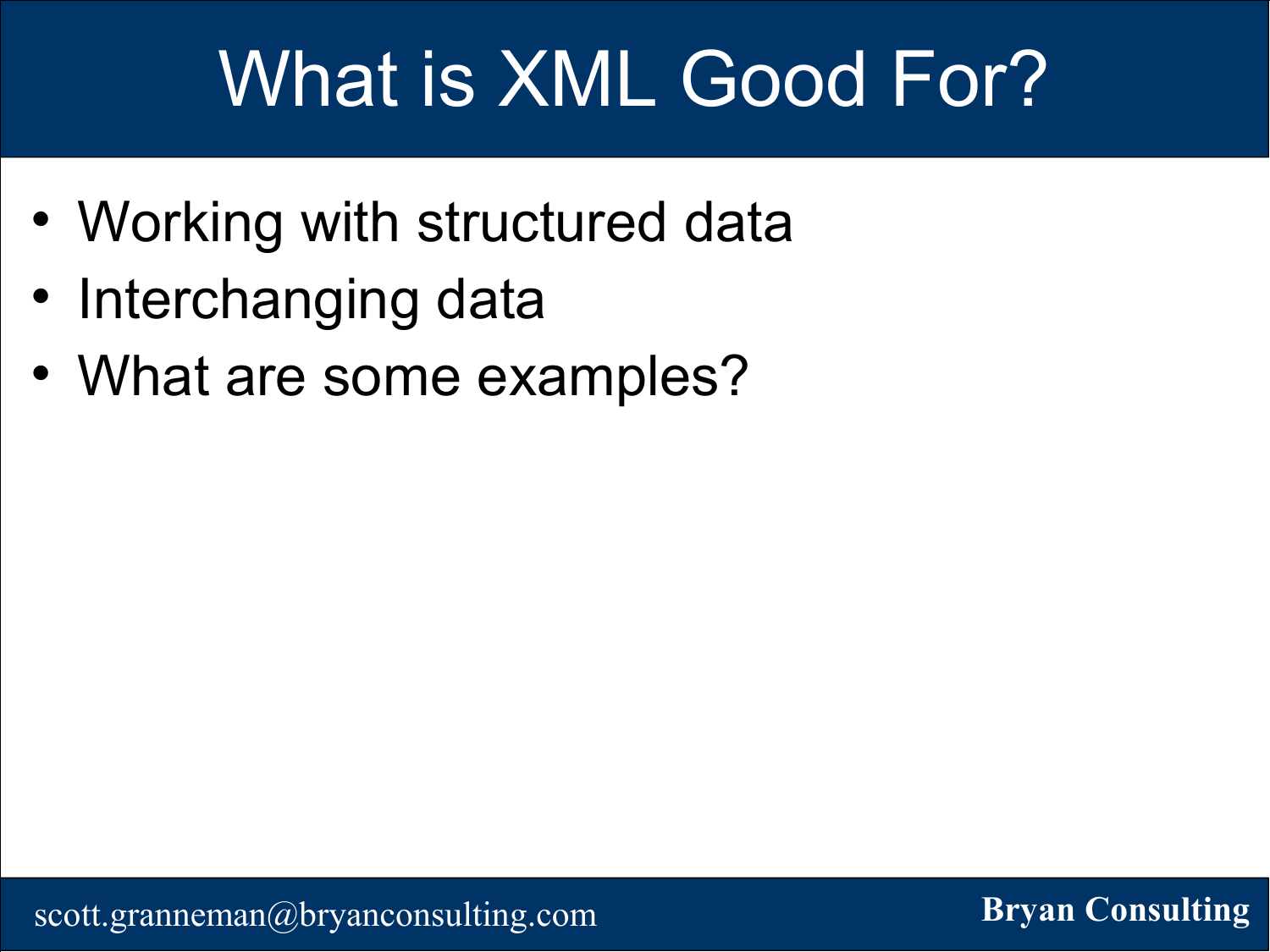# What is XML Good For?

- Working with structured data
- Interchanging data
- What are some examples?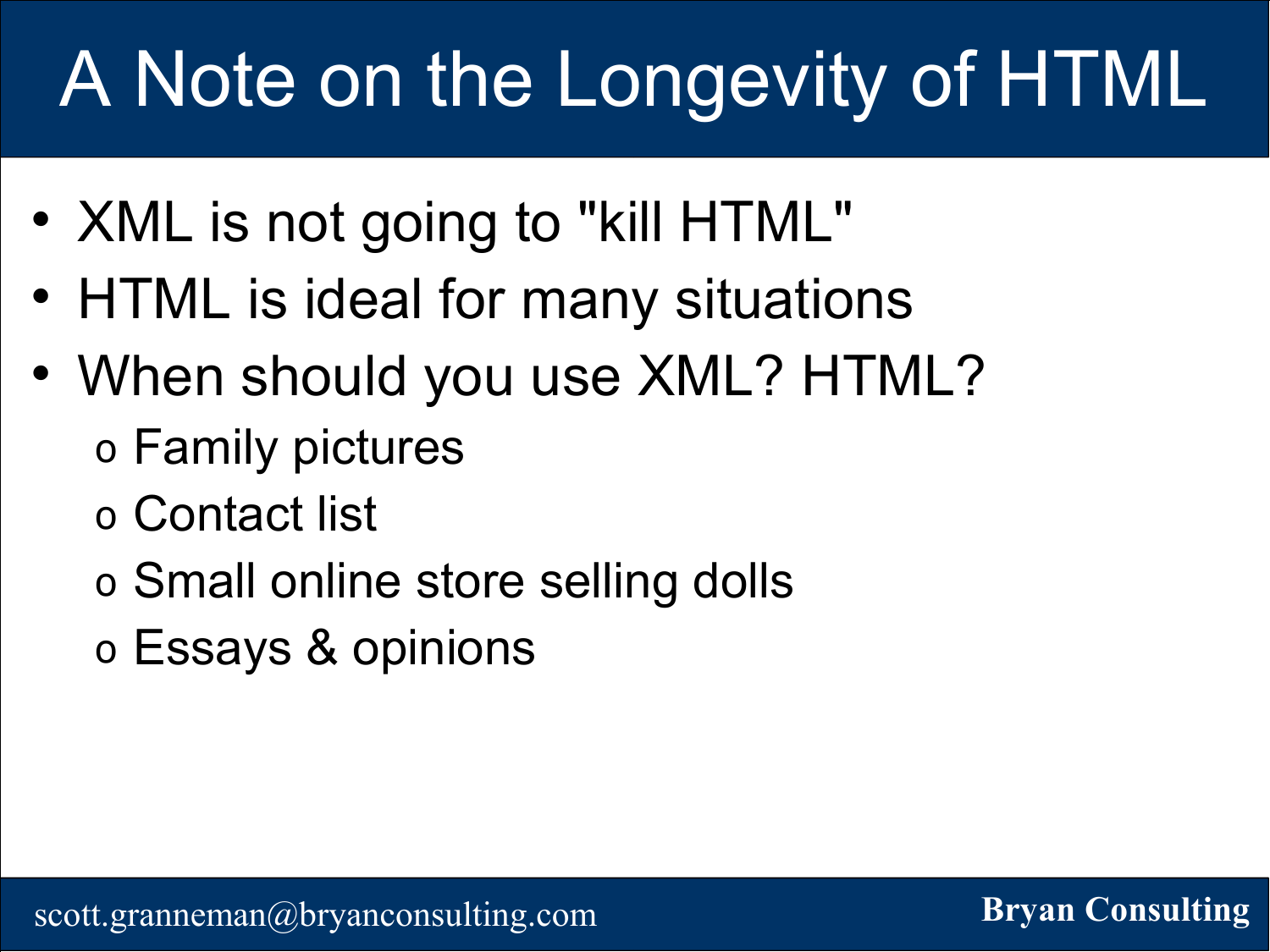# A Note on the Longevity of HTML

- XML is not going to "kill HTML"
- HTML is ideal for many situations
- When should you use XML? HTML?
  - Family pictures
  - Contact list
  - Small online store selling dolls
  - Essays & opinions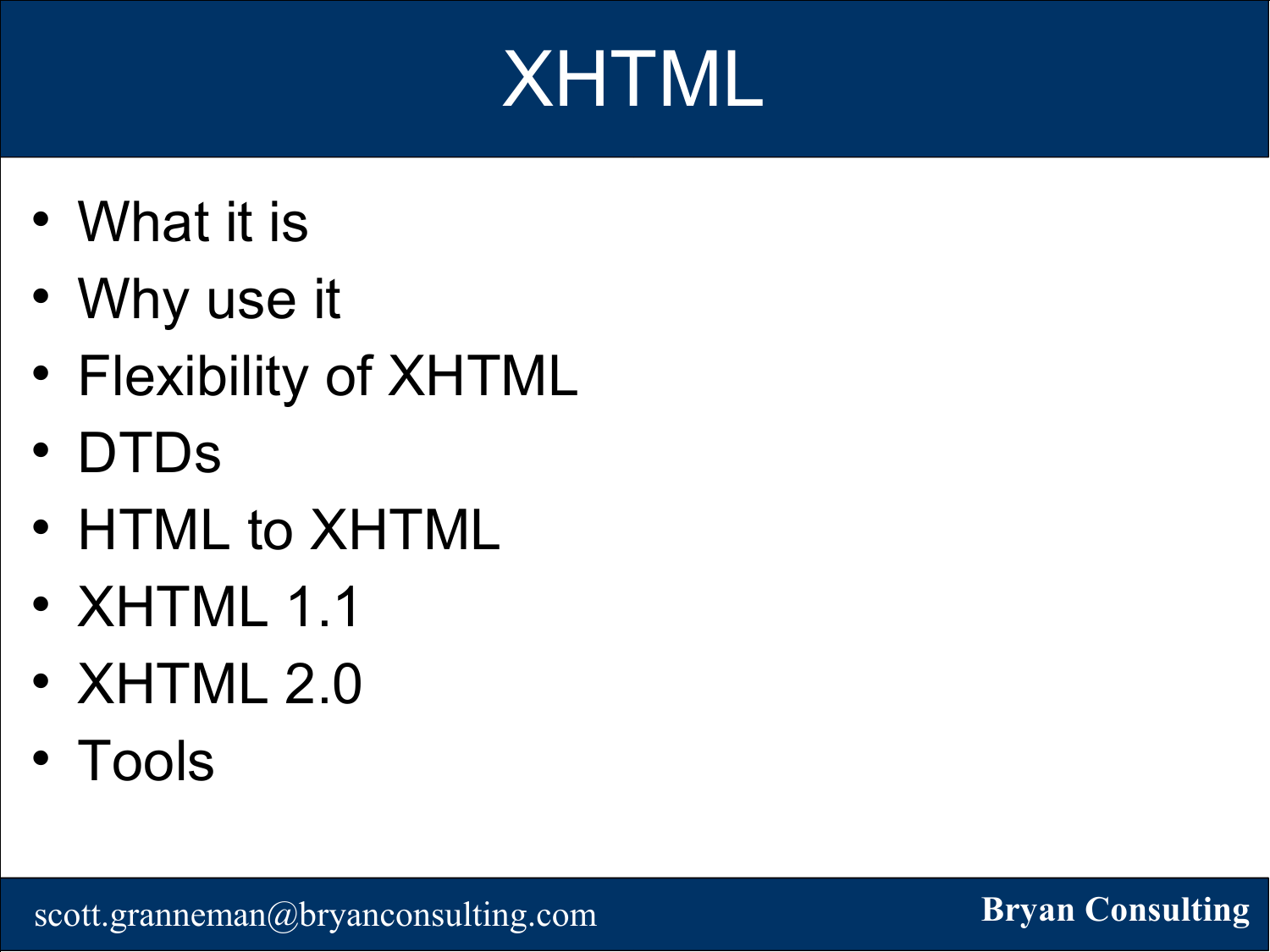# XHTML

- What it is
- Why use it
- Flexibility of XHTML
- DTDs
- HTML to XHTML
- XHTML 1.1
- XHTML 2.0
- Tools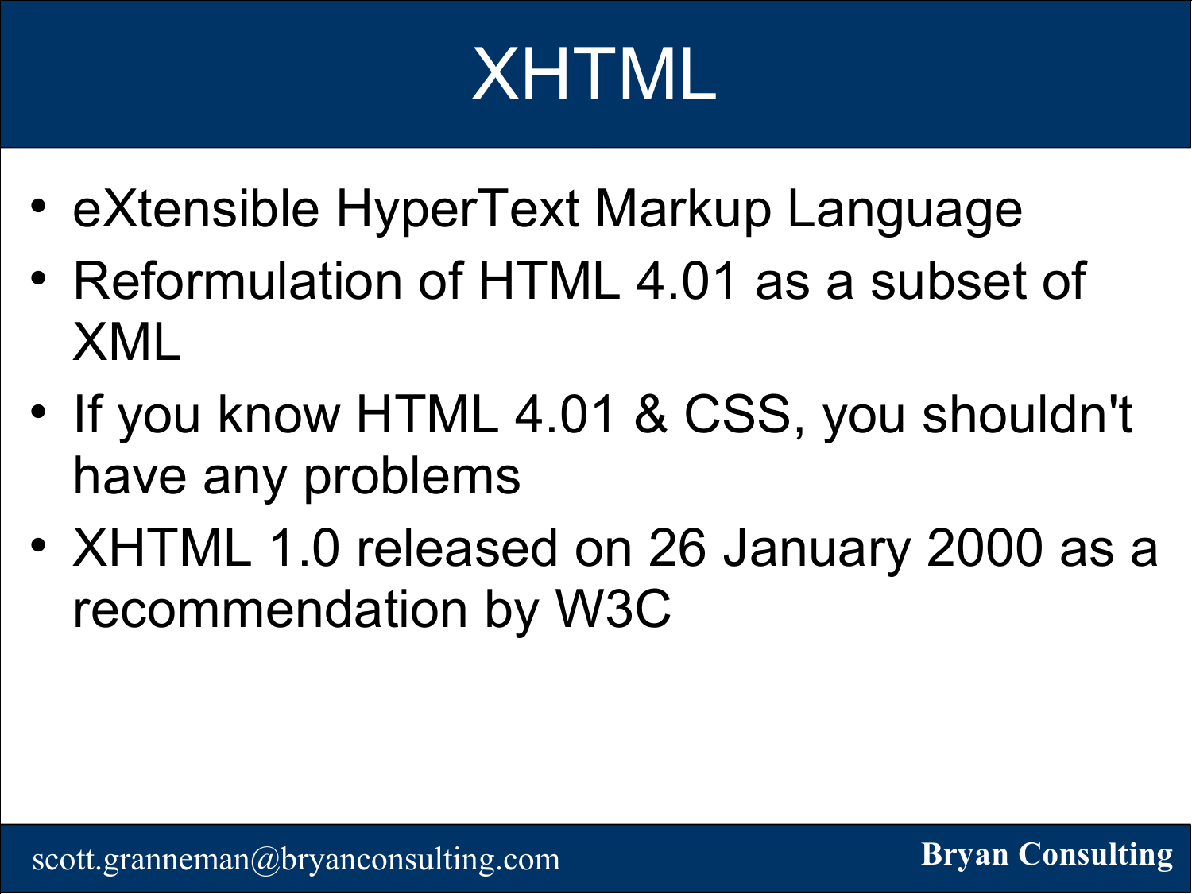# XHTML

- eXtensible HyperText Markup Language
- Reformulation of HTML 4.01 as a subset of XML
- If you know HTML 4.01 & CSS, you shouldn't have any problems
- XHTML 1.0 released on 26 January 2000 as a recommendation by W3C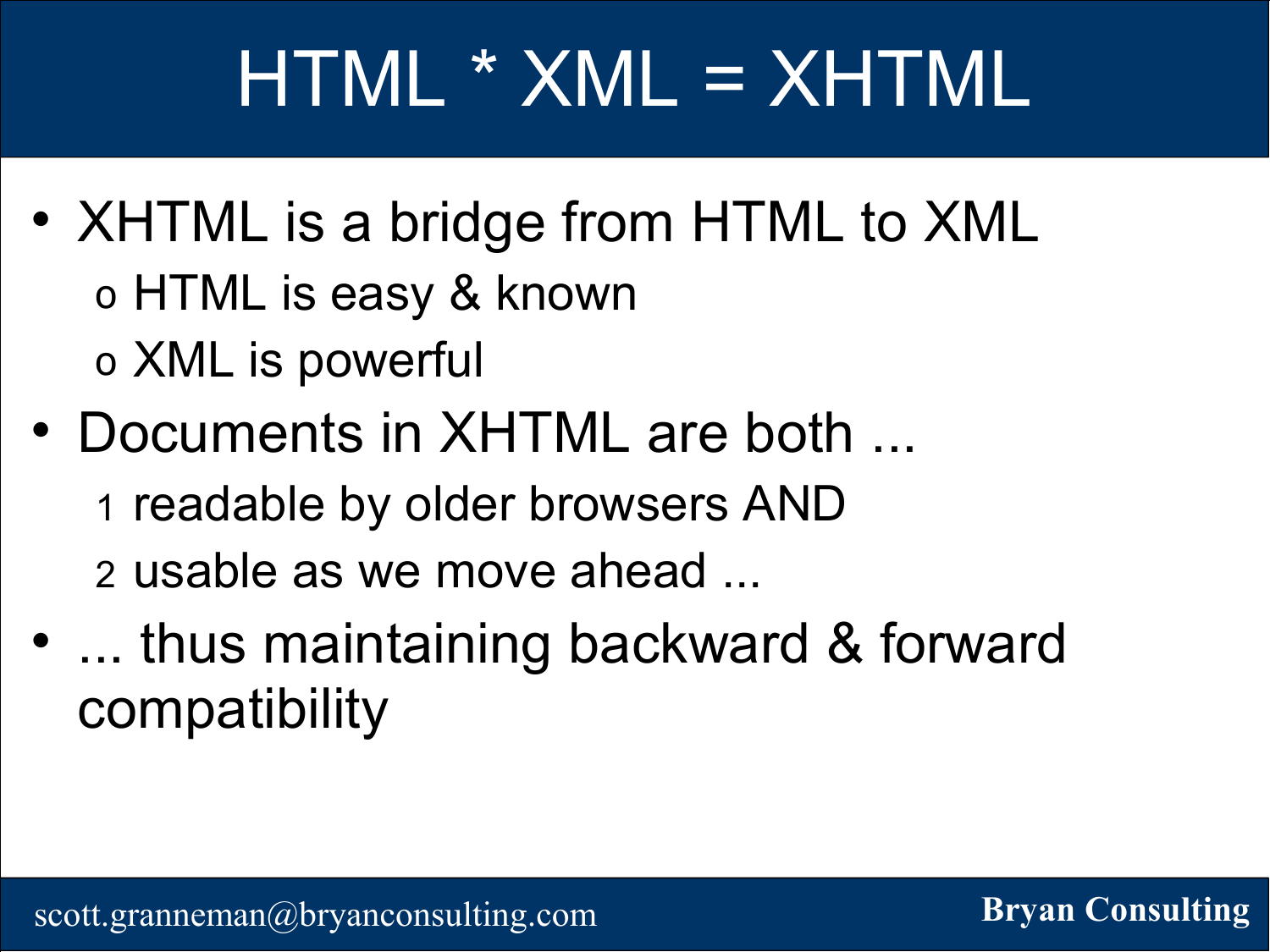# HTML * XML = XHTML

- XHTML is a bridge from HTML to XML
  - HTML is easy & known
  - XML is powerful
- Documents in XHTML are both ...
  1. readable by older browsers AND
  2. usable as we move ahead ...
- ... thus maintaining backward & forward compatibility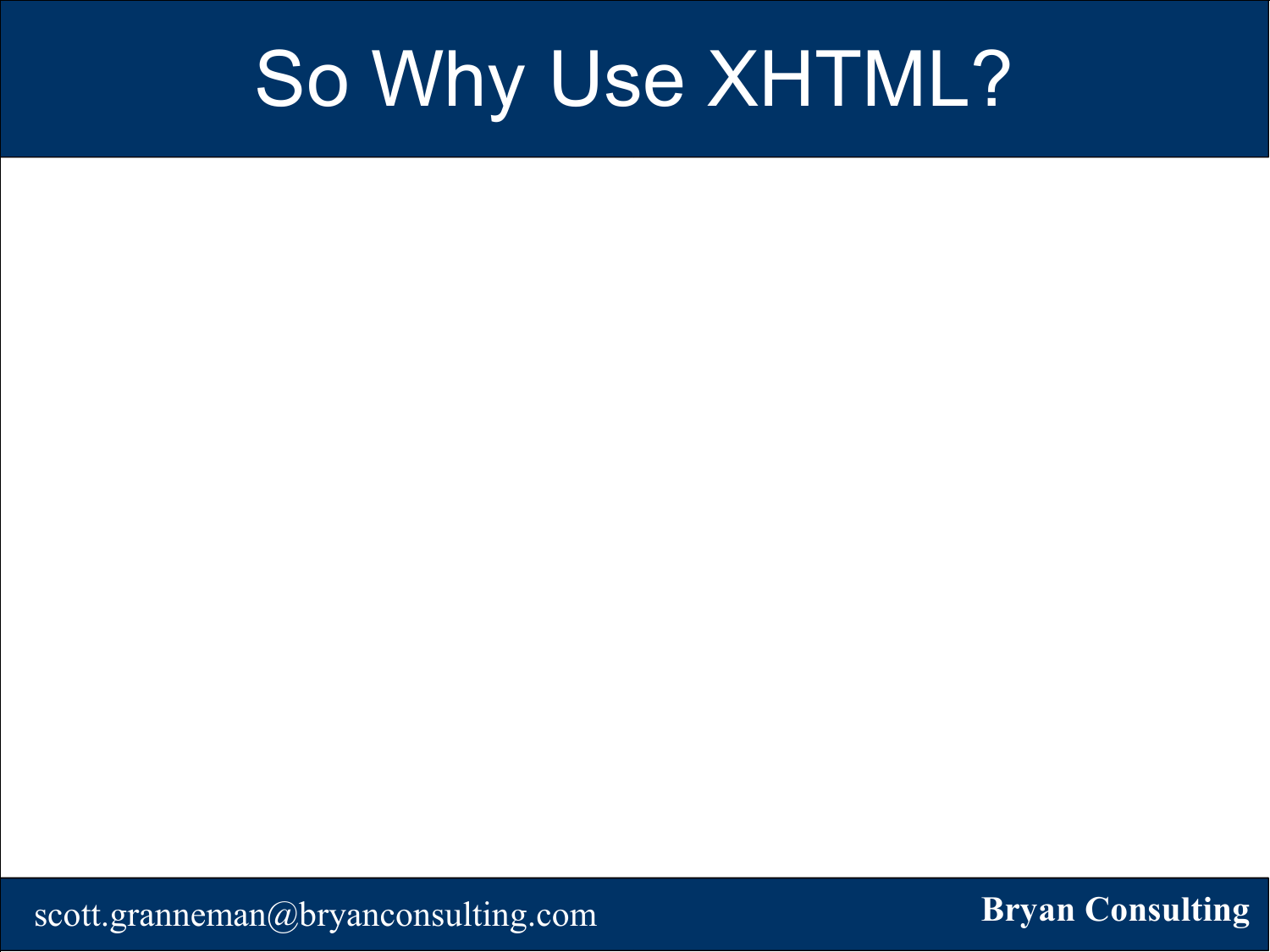# So Why Use XHTML?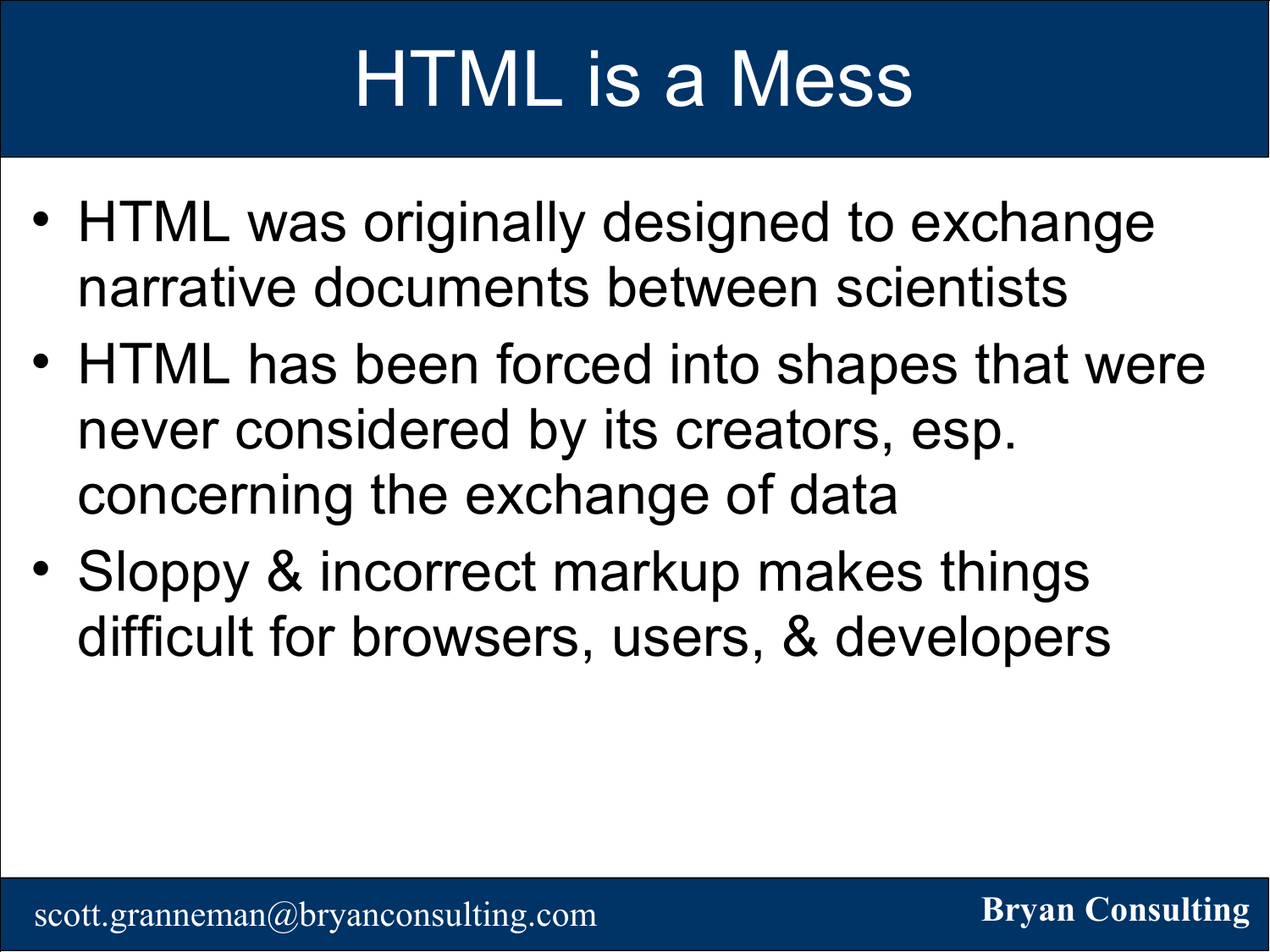# HTML is a Mess

- HTML was originally designed to exchange narrative documents between scientists
- HTML has been forced into shapes that were never considered by its creators, esp. concerning the exchange of data
- Sloppy & incorrect markup makes things difficult for browsers, users, & developers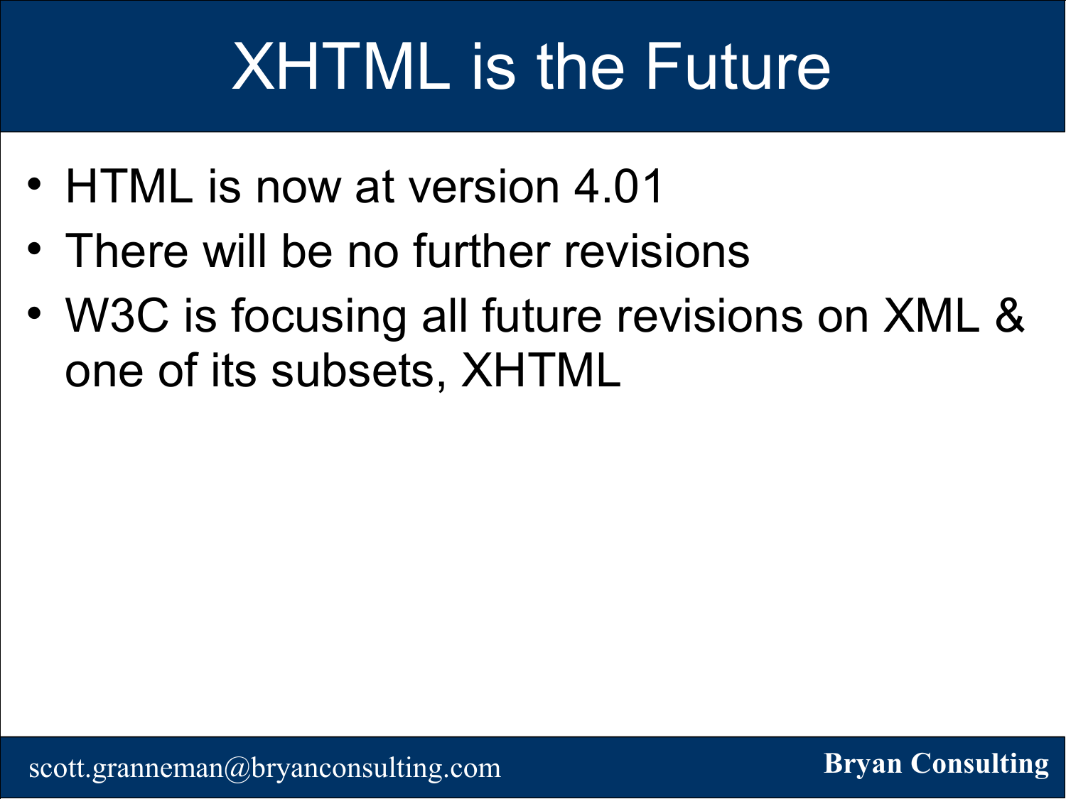# XHTML is the Future

- HTML is now at version 4.01
- There will be no further revisions
- W3C is focusing all future revisions on XML & one of its subsets, XHTML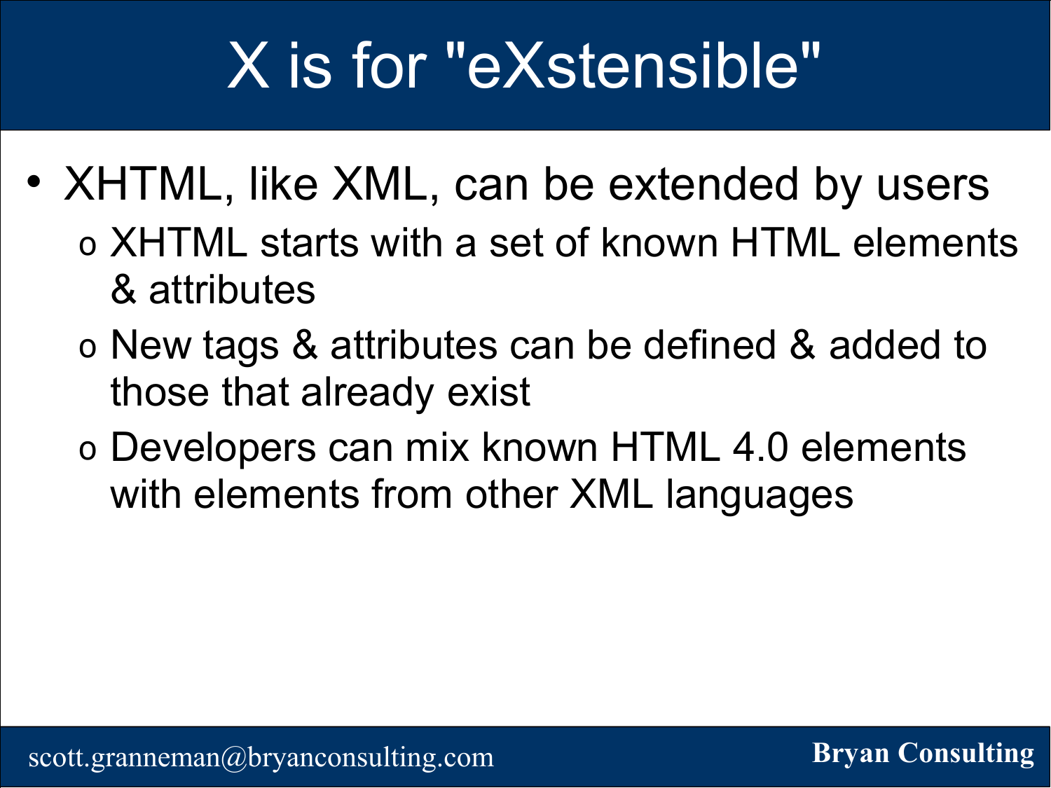# X is for "eXstensible"

- XHTML, like XML, can be extended by users
  - XHTML starts with a set of known HTML elements & attributes
  - New tags & attributes can be defined & added to those that already exist
  - Developers can mix known HTML 4.0 elements with elements from other XML languages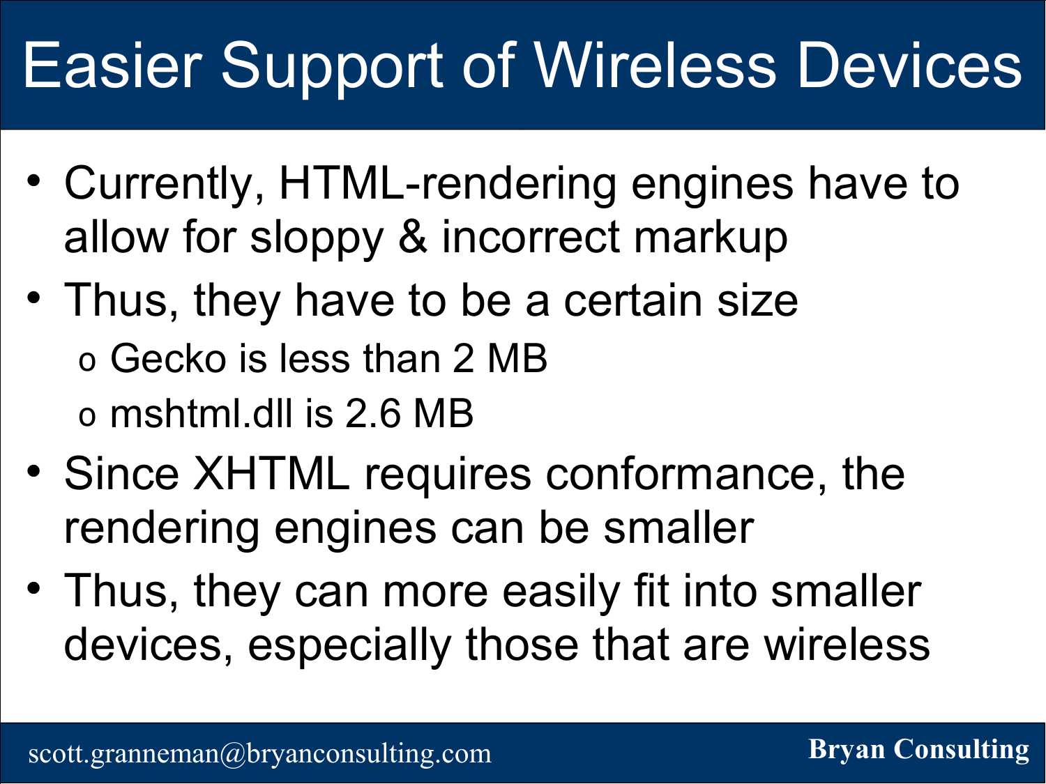# Easier Support of Wireless Devices

- Currently, HTML-rendering engines have to allow for sloppy & incorrect markup
- Thus, they have to be a certain size
  - Gecko is less than 2 MB
  - mshtml.dll is 2.6 MB
- Since XHTML requires conformance, the rendering engines can be smaller
- Thus, they can more easily fit into smaller devices, especially those that are wireless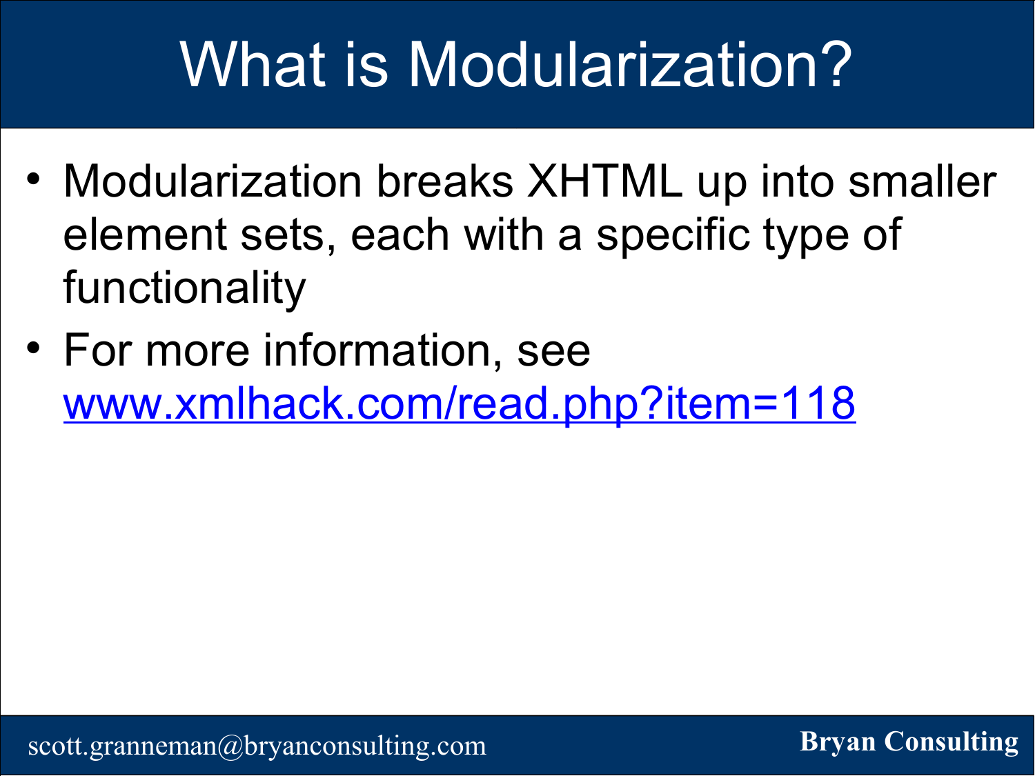# What is Modularization?

- Modularization breaks XHTML up into smaller element sets, each with a specific type of functionality
- For more information, see [www.xmlhack.com/read.php?item=118](http://www.xmlhack.com/read.php?item=118)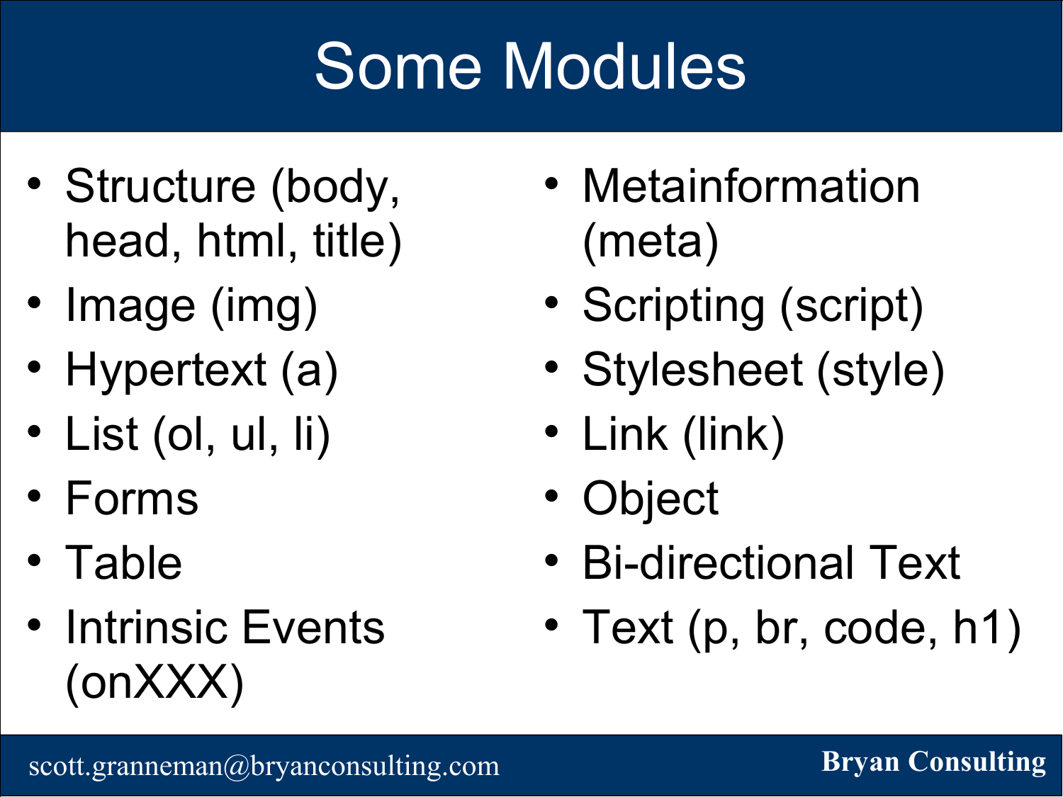# Some Modules

- Structure (body, head, html, title)
- Image (img)
- Hypertext (a)
- List (ol, ul, li)
- Forms
- Table
- Intrinsic Events (onXXX)
- Metainformation (meta)
- Scripting (script)
- Stylesheet (style)
- Link (link)
- Object
- Bi-directional Text
- Text (p, br, code, h1)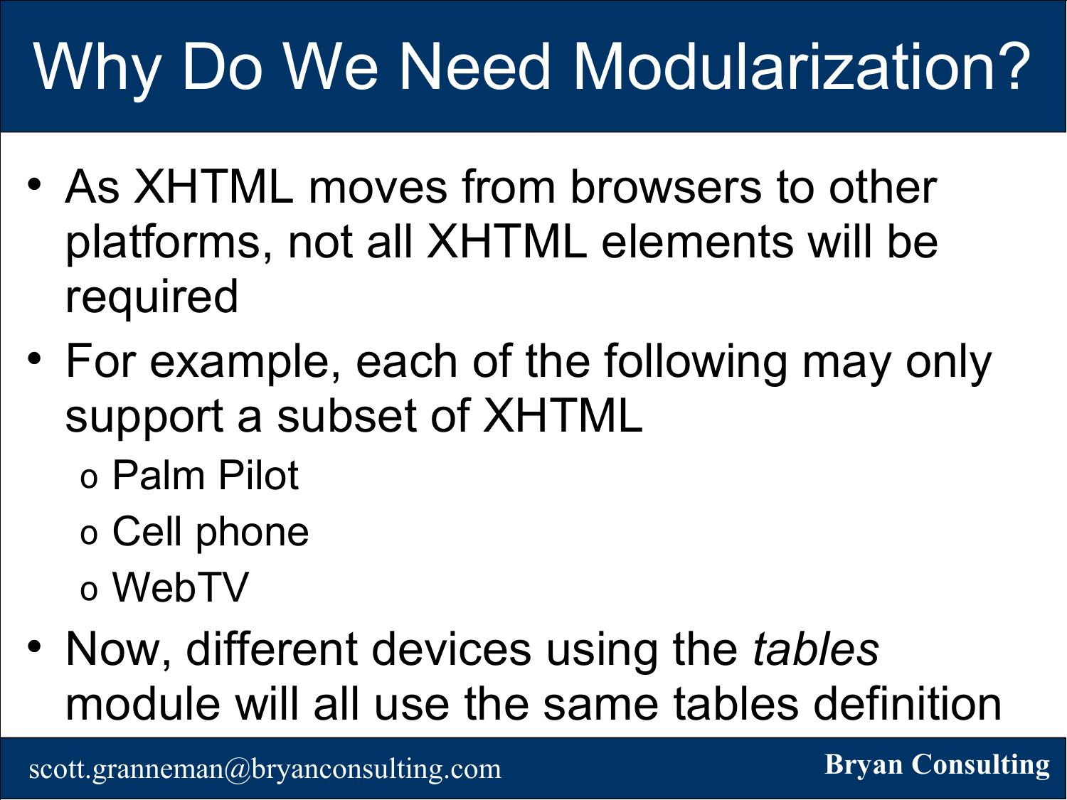# Why Do We Need Modularization?

- As XHTML moves from browsers to other platforms, not all XHTML elements will be required
- For example, each of the following may only support a subset of XHTML
  - Palm Pilot
  - Cell phone
  - WebTV
- Now, different devices using the *tables* module will all use the same tables definition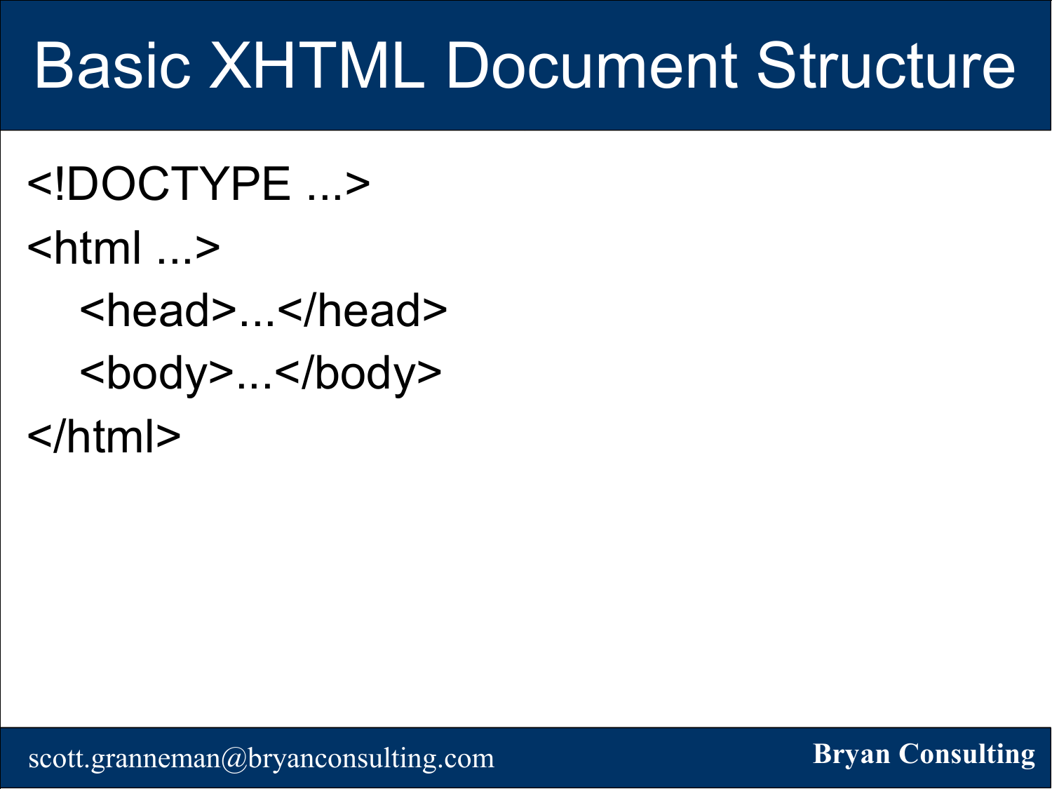# Basic XHTML Document Structure

```
<!DOCTYPE ...>
<html ...>
   <head>...</head>
   <body>...</body>
</html>
```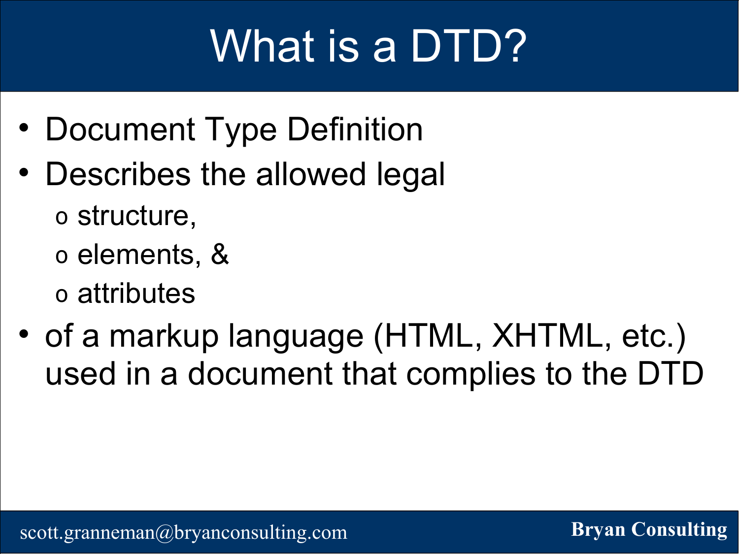# What is a DTD?

- Document Type Definition
- Describes the allowed legal
  - structure,
  - elements, &
  - attributes
- of a markup language (HTML, XHTML, etc.) used in a document that complies to the DTD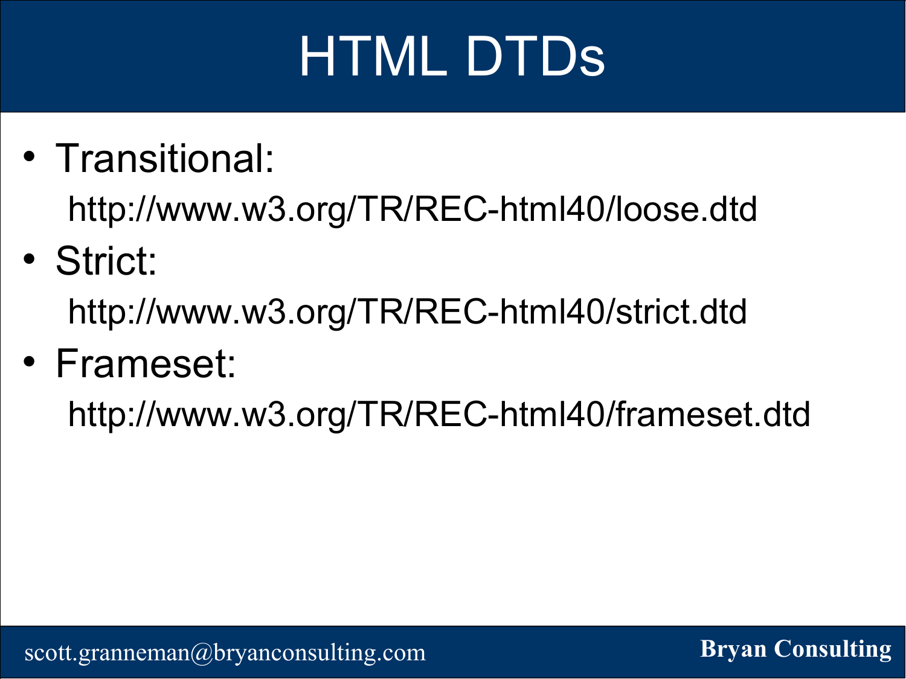# HTML DTDs

- Transitional:
  http://www.w3.org/TR/REC-html40/loose.dtd
- Strict:
  http://www.w3.org/TR/REC-html40/strict.dtd
- Frameset:
  http://www.w3.org/TR/REC-html40/frameset.dtd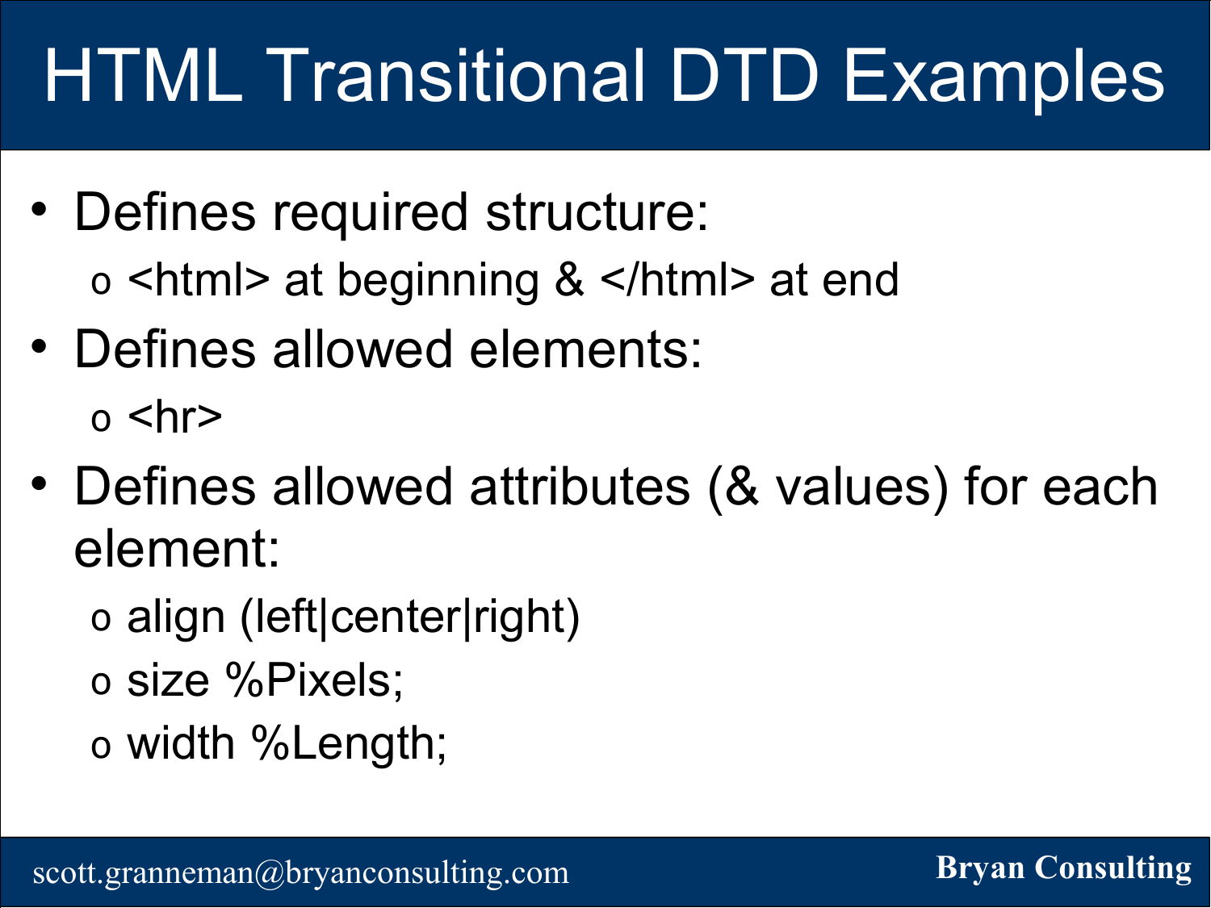# HTML Transitional DTD Examples

- Defines required structure:
  - <html> at beginning & </html> at end
- Defines allowed elements:
  - <hr>
- Defines allowed attributes (& values) for each element:
  - align (left|center|right)
  - size %Pixels;
  - width %Length;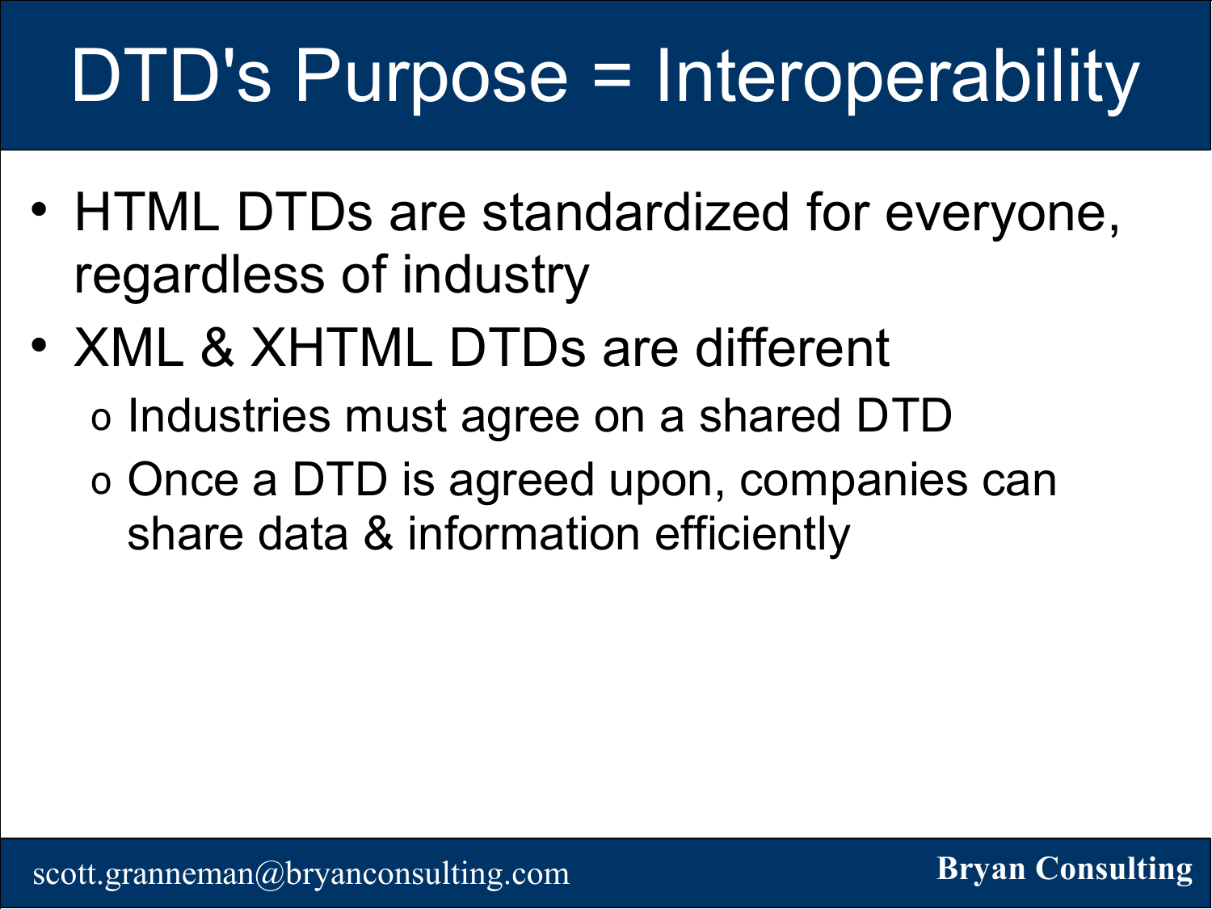# DTD's Purpose = Interoperability

- HTML DTDs are standardized for everyone, regardless of industry
- XML & XHTML DTDs are different
  - Industries must agree on a shared DTD
  - Once a DTD is agreed upon, companies can share data & information efficiently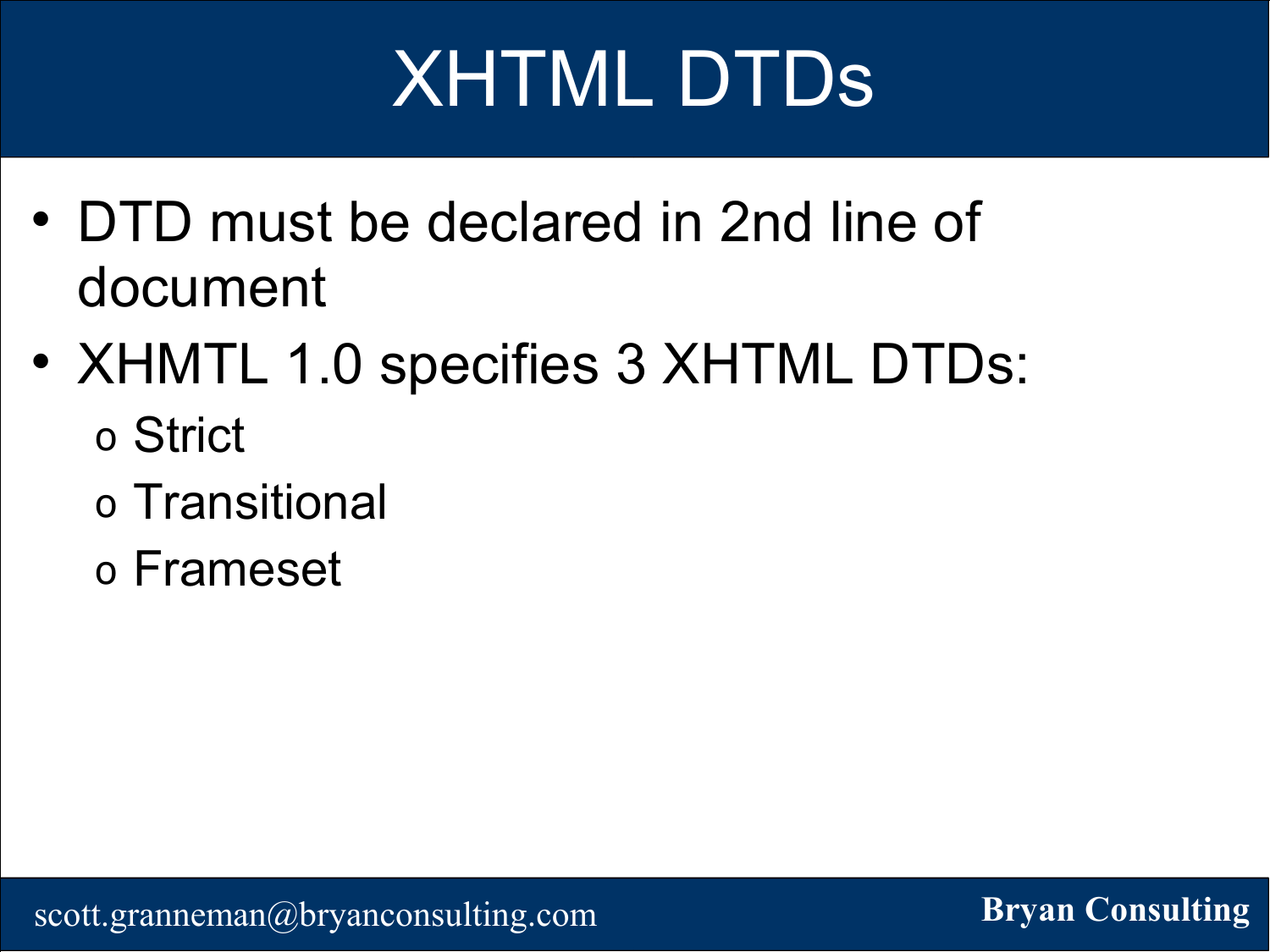# XHTML DTDs

- DTD must be declared in 2nd line of document
- XHMTL 1.0 specifies 3 XHTML DTDs:
  - Strict
  - Transitional
  - Frameset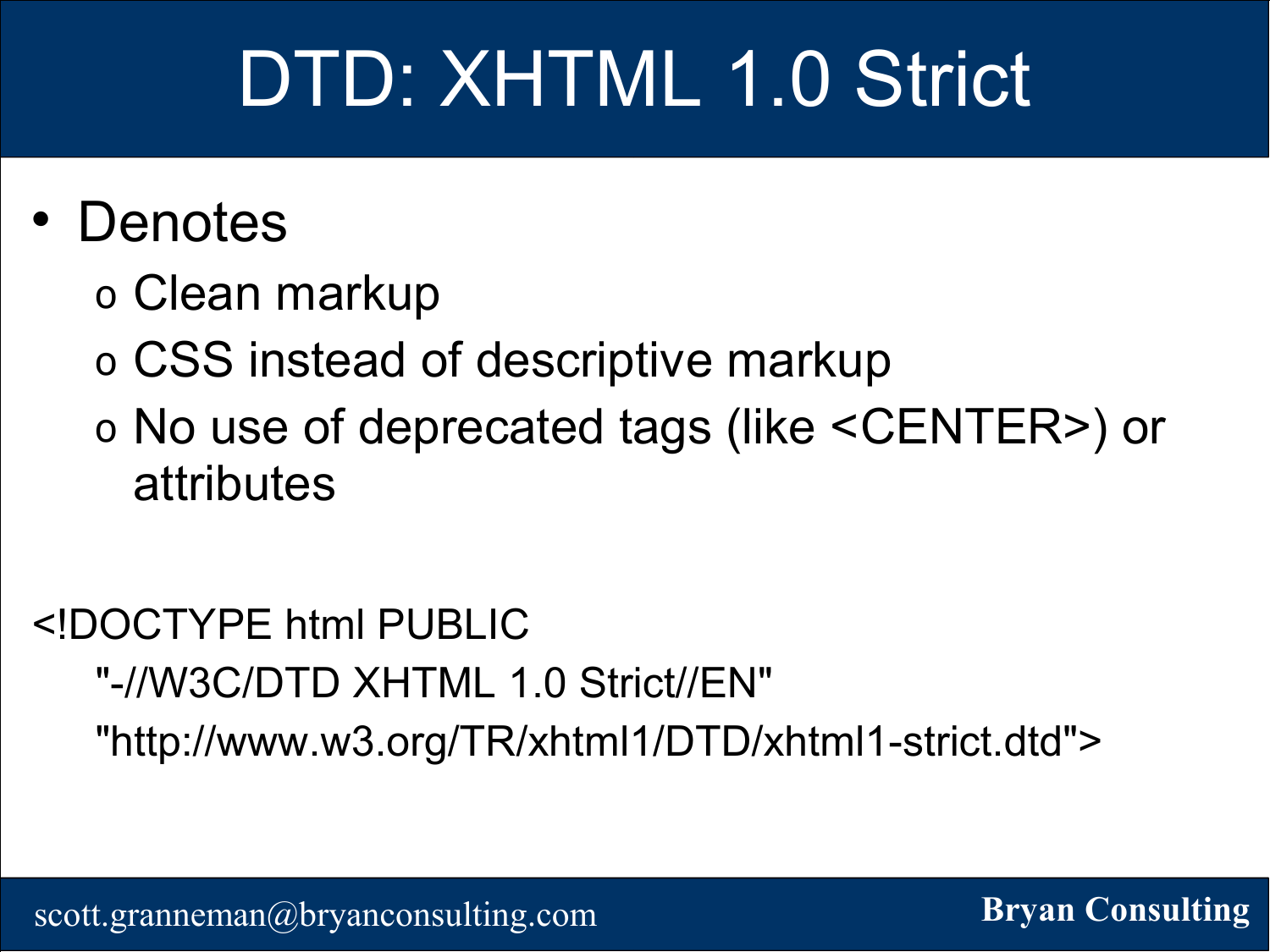# DTD: XHTML 1.0 Strict

- Denotes
  - Clean markup
  - CSS instead of descriptive markup
  - No use of deprecated tags (like <CENTER>) or attributes

```
<!DOCTYPE html PUBLIC
    "-//W3C/DTD XHTML 1.0 Strict//EN"
    "http://www.w3.org/TR/xhtml1/DTD/xhtml1-strict.dtd">
```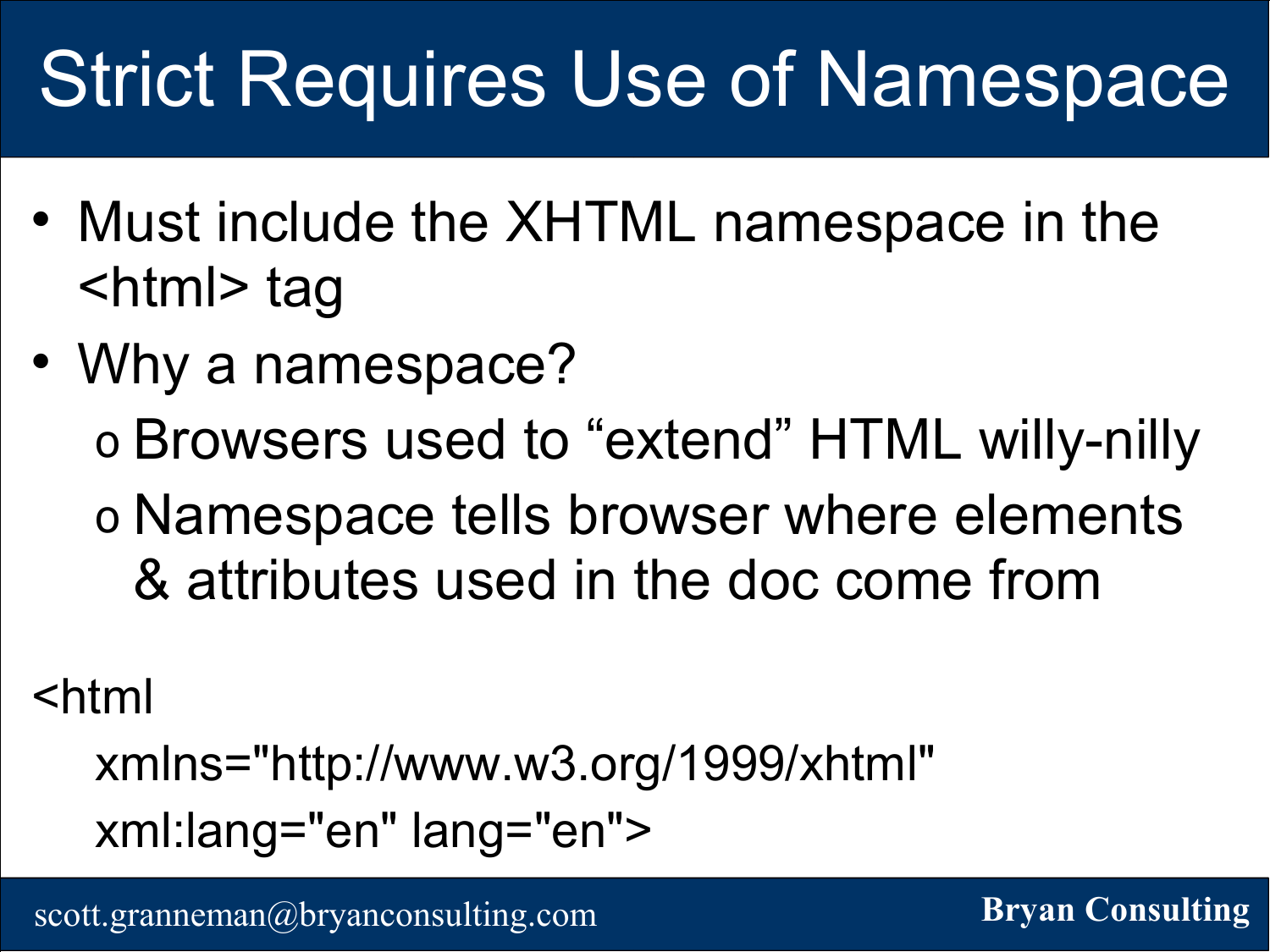# Strict Requires Use of Namespace

- Must include the XHTML namespace in the <html> tag
- Why a namespace?
  - Browsers used to "extend" HTML willy-nilly
  - Namespace tells browser where elements & attributes used in the doc come from

```
<html
   xmlns="http://www.w3.org/1999/xhtml"
   xml:lang="en" lang="en">
```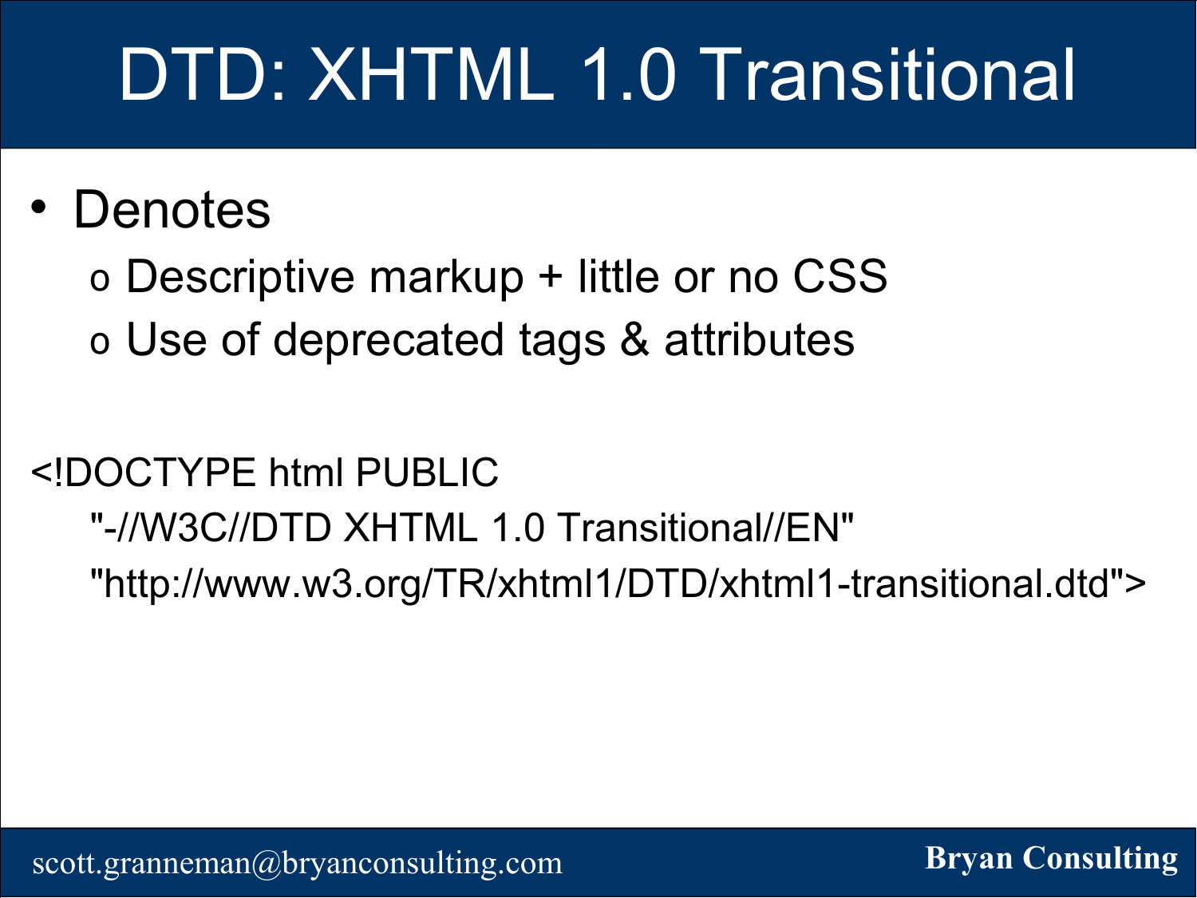# DTD: XHTML 1.0 Transitional

- Denotes
  - Descriptive markup + little or no CSS
  - Use of deprecated tags & attributes

```
<!DOCTYPE html PUBLIC
    "-//W3C//DTD XHTML 1.0 Transitional//EN"
    "http://www.w3.org/TR/xhtml1/DTD/xhtml1-transitional.dtd">
```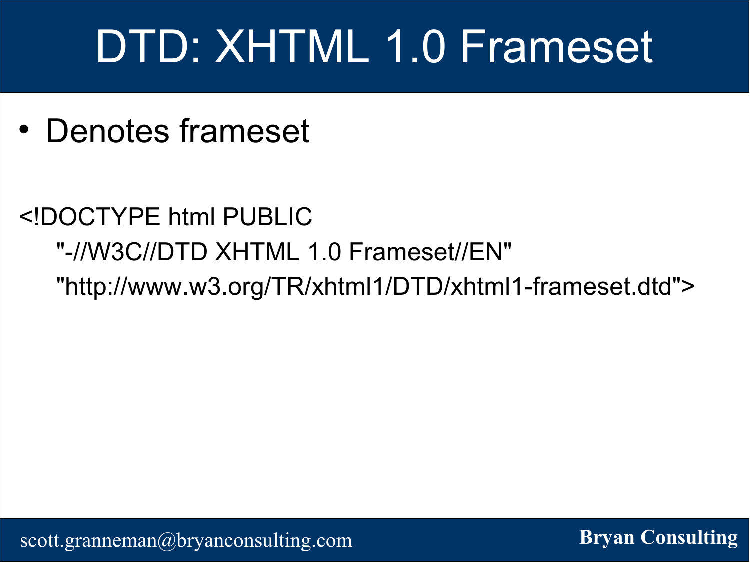# DTD: XHTML 1.0 Frameset

- Denotes frameset

```
<!DOCTYPE html PUBLIC
    "-//W3C//DTD XHTML 1.0 Frameset//EN"
    "http://www.w3.org/TR/xhtml1/DTD/xhtml1-frameset.dtd">
```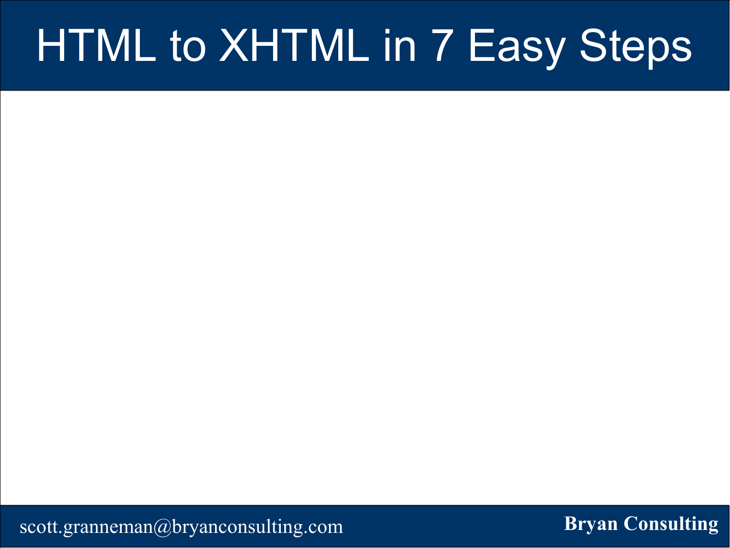# HTML to XHTML in 7 Easy Steps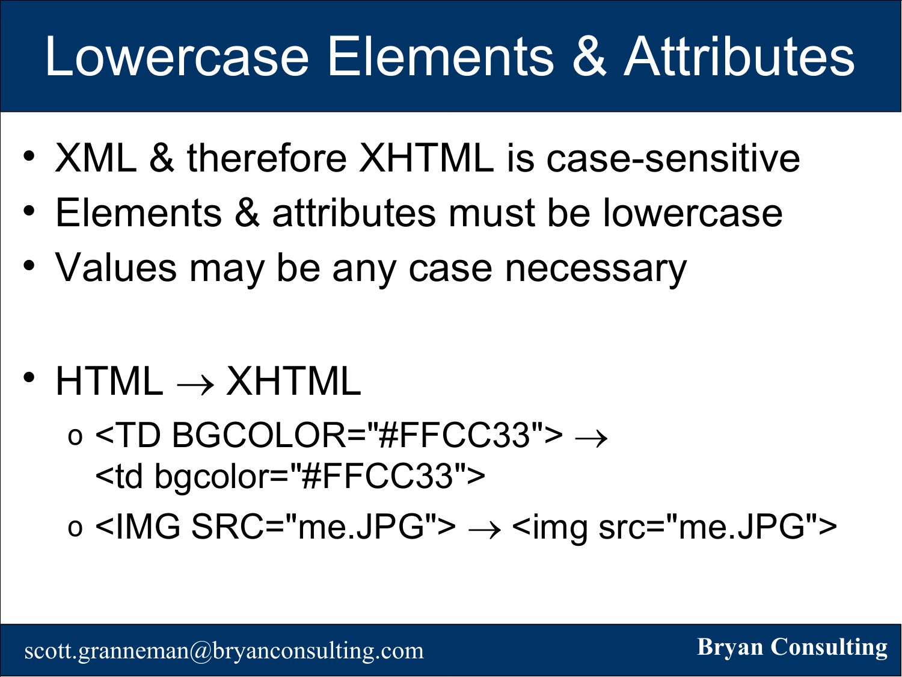# Lowercase Elements & Attributes

- XML & therefore XHTML is case-sensitive
- Elements & attributes must be lowercase
- Values may be any case necessary

- HTML → XHTML
  - <TD BGCOLOR="#FFCC33"> → <td bgcolor="#FFCC33">
  - <IMG SRC="me.JPG"> → <img src="me.JPG">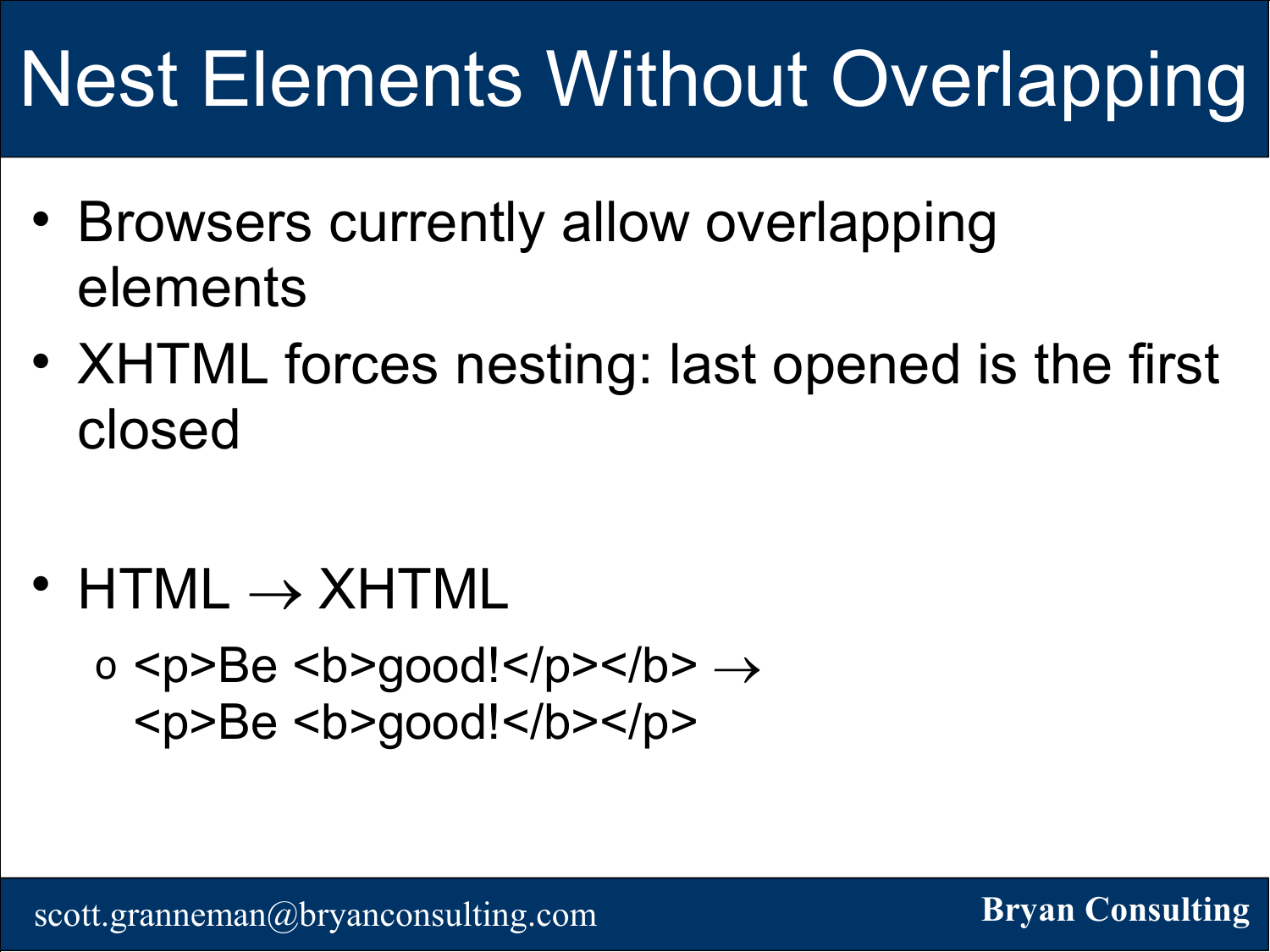# Nest Elements Without Overlapping

- Browsers currently allow overlapping elements
- XHTML forces nesting: last opened is the first closed
- HTML → XHTML
  - <p>Be <b>good!</p></b> → <p>Be <b>good!</b></p>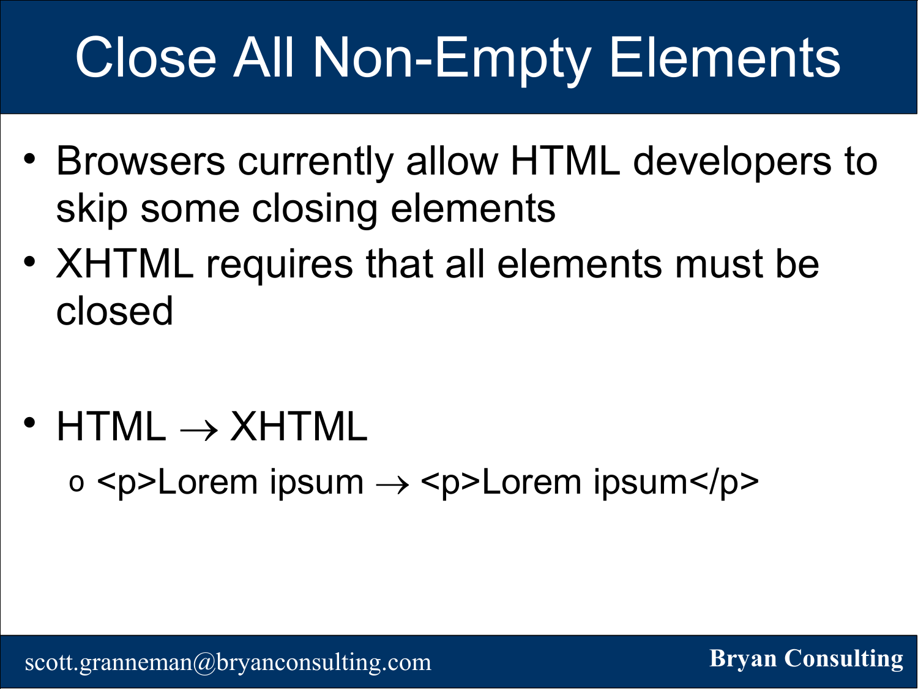# Close All Non-Empty Elements

- Browsers currently allow HTML developers to skip some closing elements
- XHTML requires that all elements must be closed
- HTML → XHTML
  - <p>Lorem ipsum → <p>Lorem ipsum</p>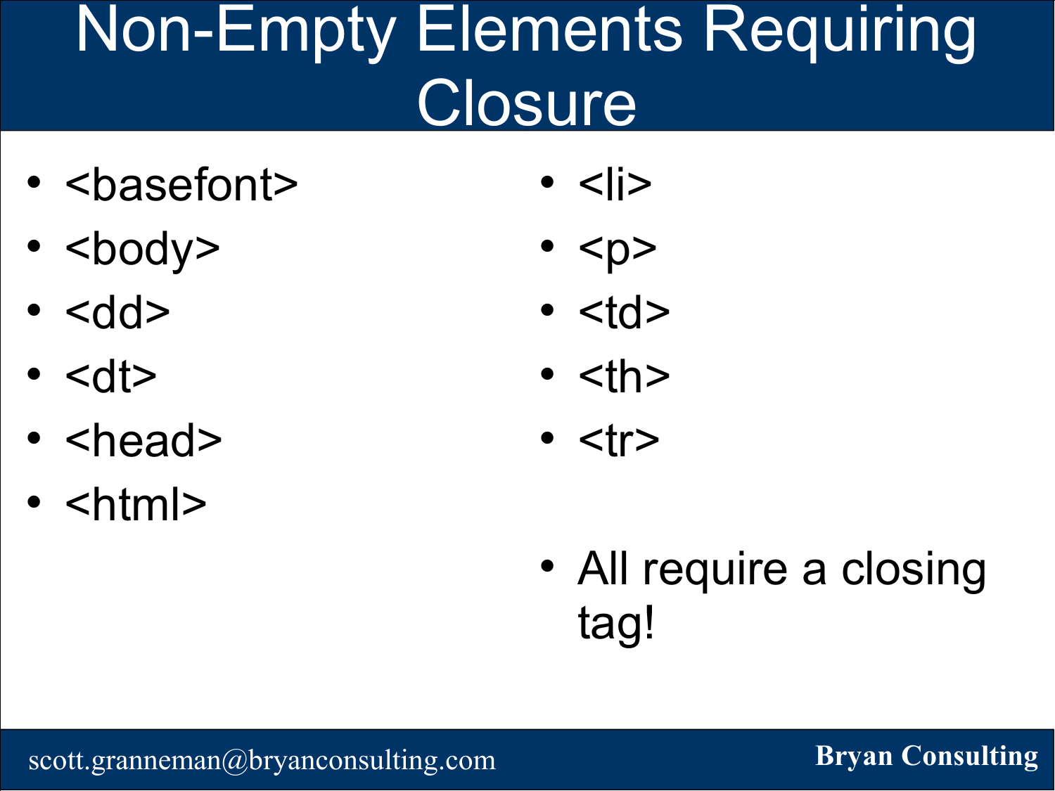# Non-Empty Elements Requiring Closure

- <basefont>
- <body>
- <dd>
- <dt>
- <head>
- <html>
- <li>
- <p>
- <td>
- <th>
- <tr>

- All require a closing tag!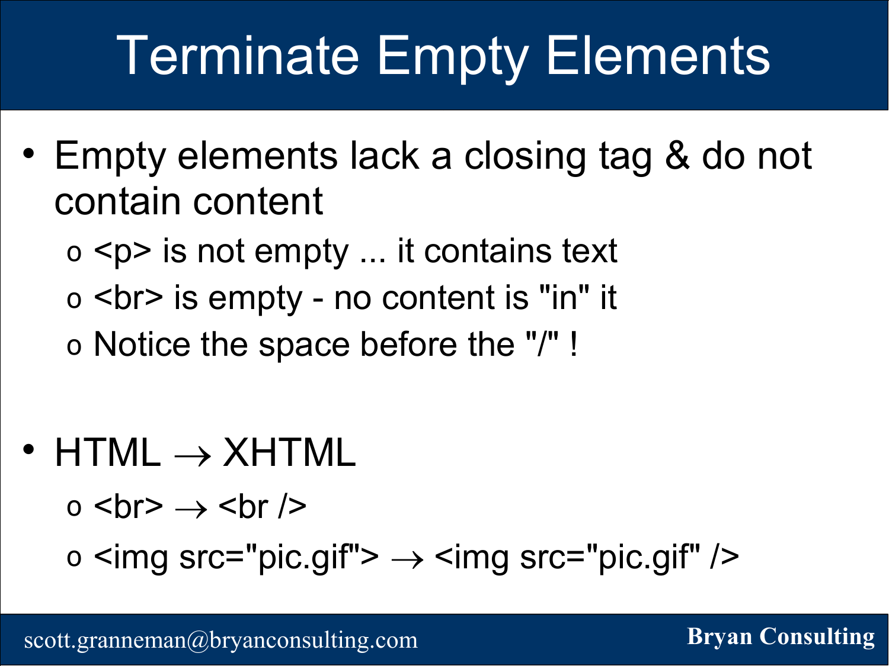# Terminate Empty Elements

- Empty elements lack a closing tag & do not contain content
  - <p> is not empty ... it contains text
  - <br> is empty - no content is "in" it
  - Notice the space before the "/" !
- HTML → XHTML
  - <br> → <br />
  - <img src="pic.gif"> → <img src="pic.gif" />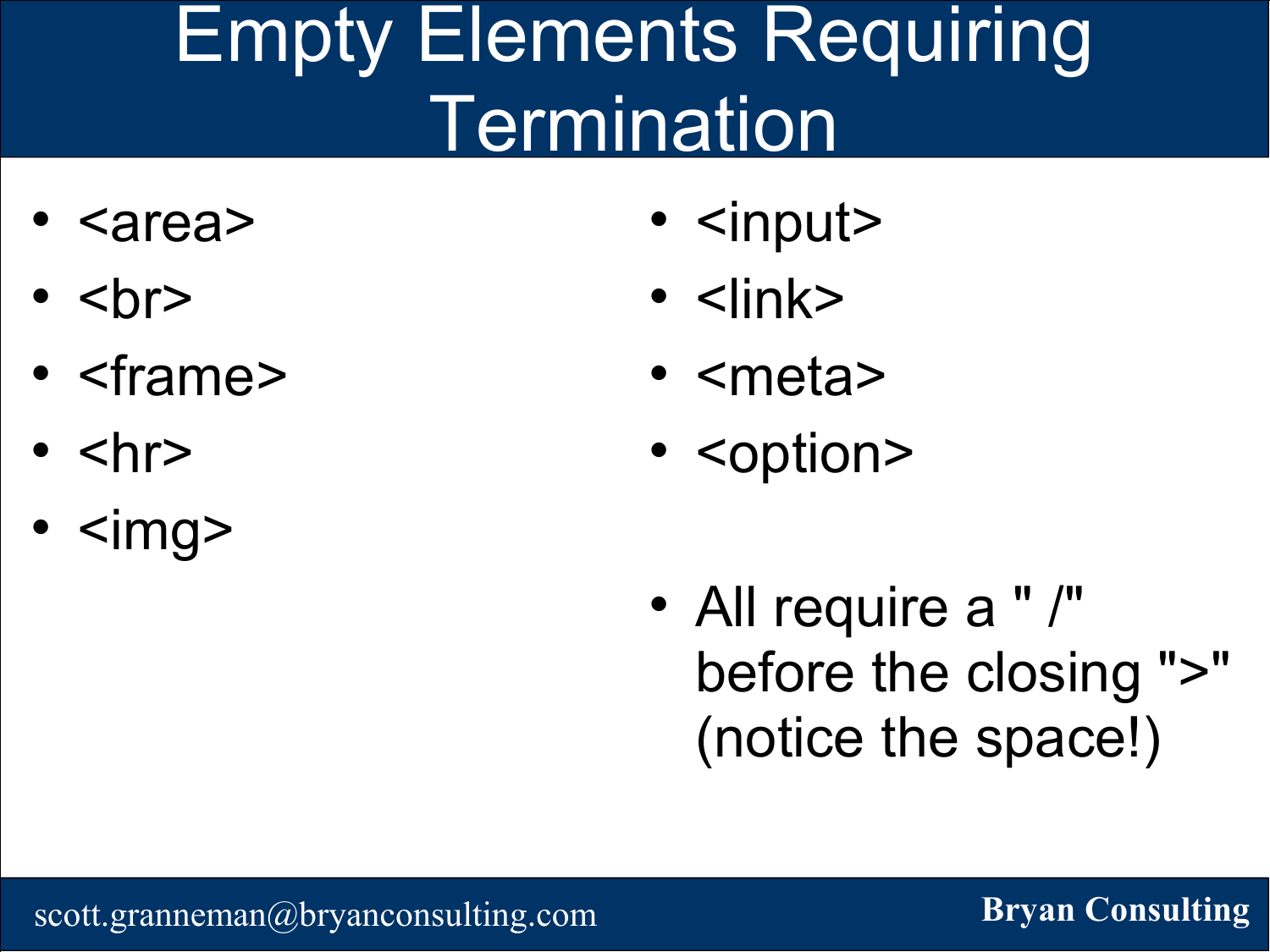# Empty Elements Requiring Termination

- <area>
- <br>
- <frame>
- <hr>
- <img>
- <input>
- <link>
- <meta>
- <option>
- All require a " /" before the closing ">" (notice the space!)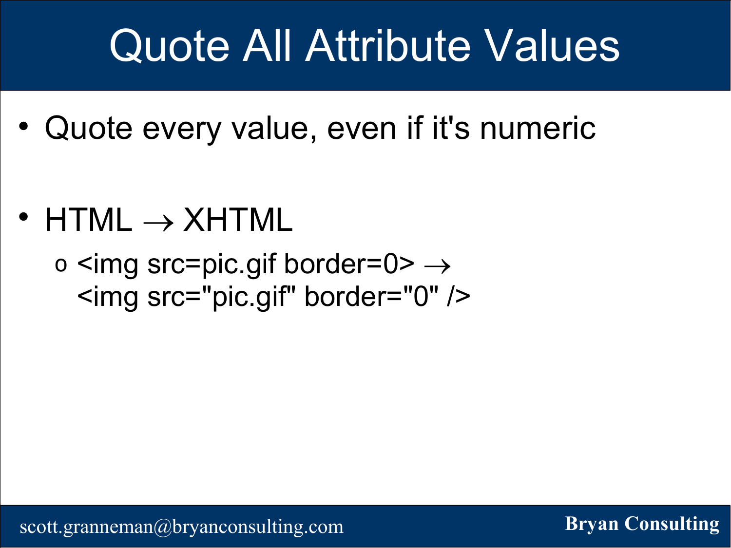# Quote All Attribute Values

- Quote every value, even if it's numeric
- HTML → XHTML
  - <img src=pic.gif border=0> → <img src="pic.gif" border="0" />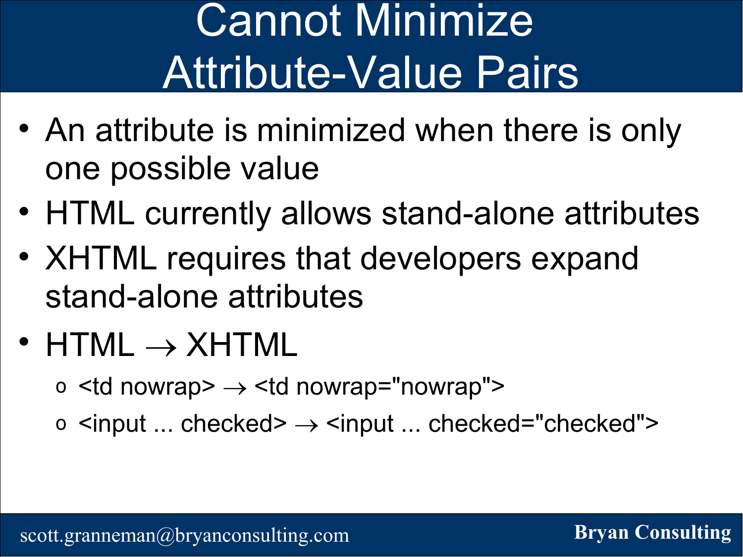# Cannot Minimize Attribute-Value Pairs

- An attribute is minimized when there is only one possible value
- HTML currently allows stand-alone attributes
- XHTML requires that developers expand stand-alone attributes
- HTML → XHTML
  - <td nowrap> → <td nowrap="nowrap">
  - <input ... checked> → <input ... checked="checked">

scott.granneman@bryanconsulting.com

**Bryan Consulting**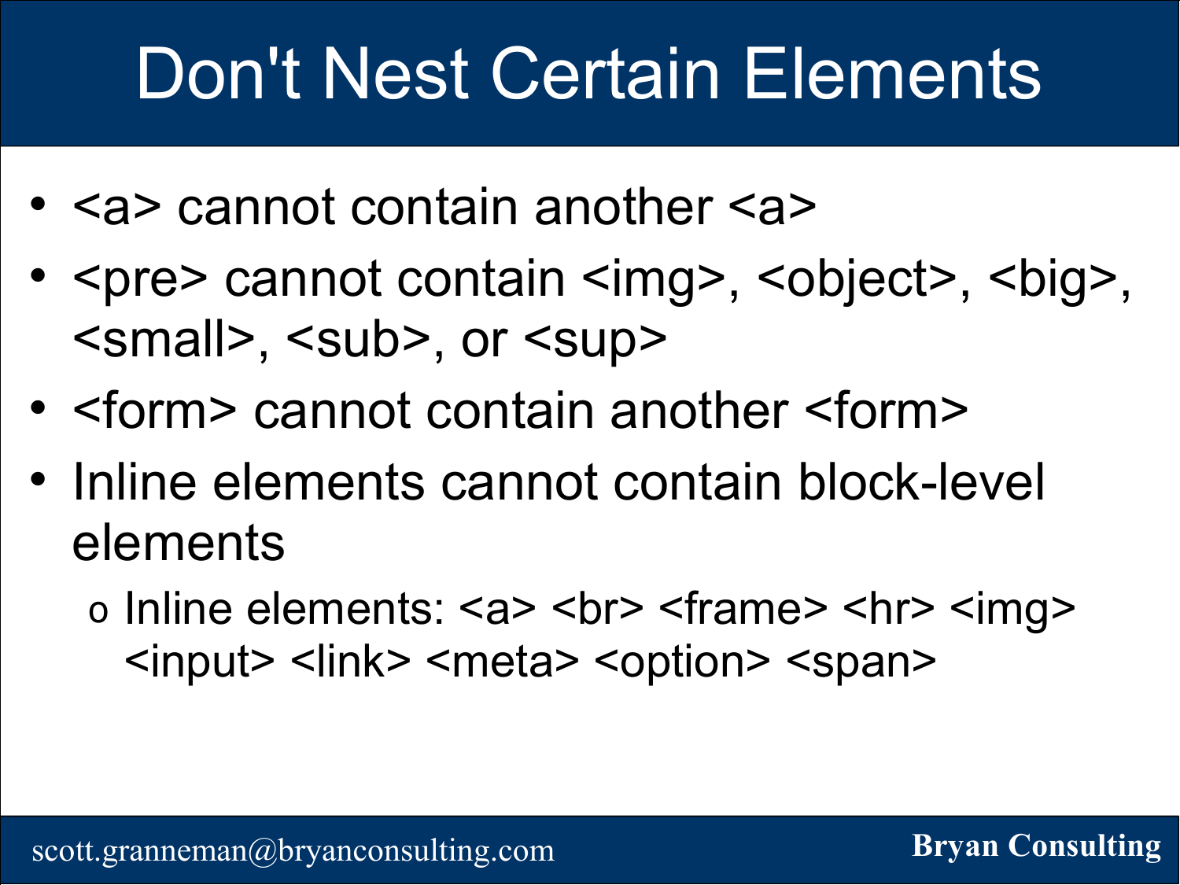# Don't Nest Certain Elements

- <a> cannot contain another <a>
- <pre> cannot contain <img>, <object>, <big>, <small>, <sub>, or <sup>
- <form> cannot contain another <form>
- Inline elements cannot contain block-level elements
  - Inline elements: <a> <br> <frame> <hr> <img> <input> <link> <meta> <option> <span>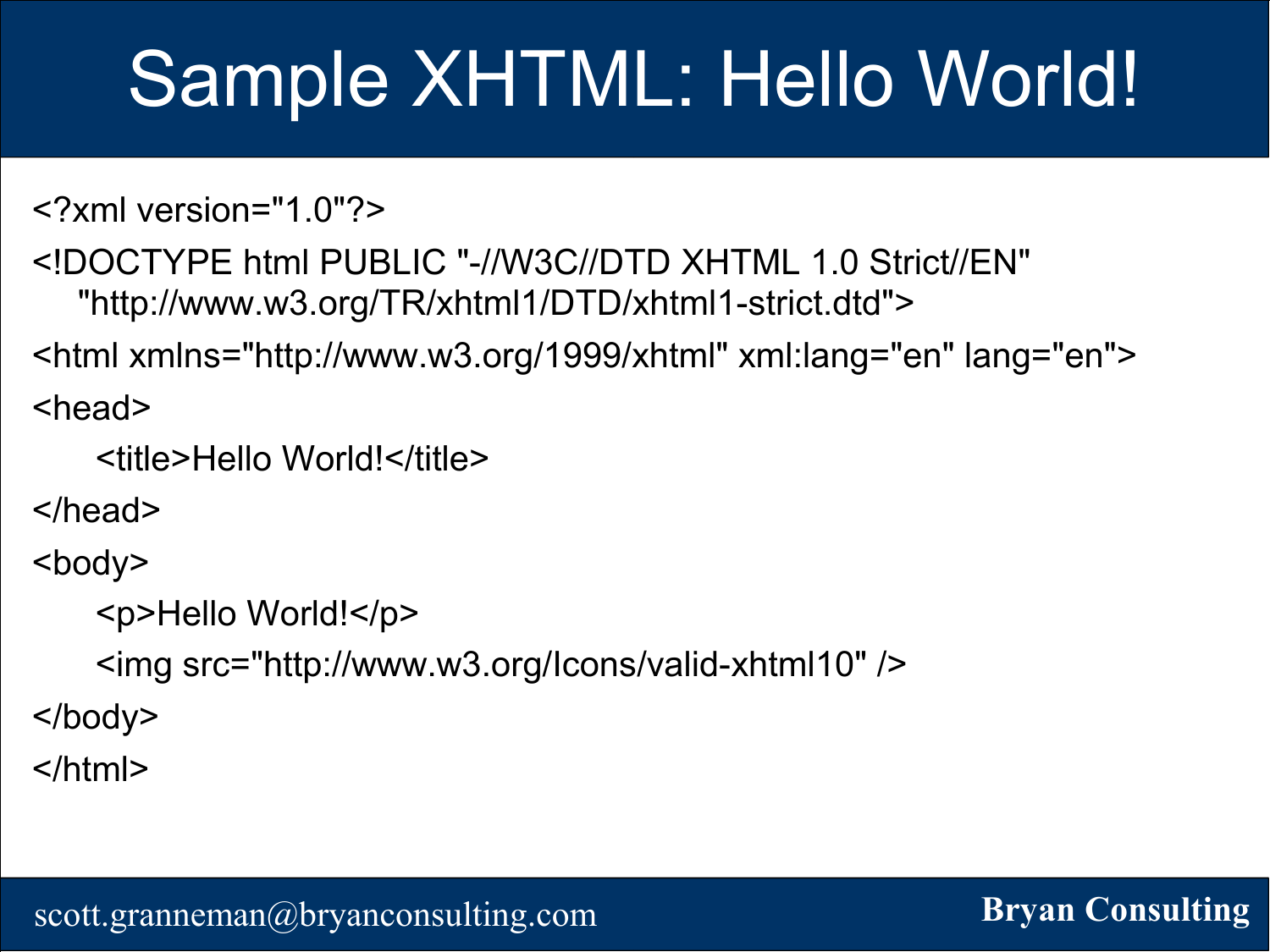# Sample XHTML: Hello World!

```
<?xml version="1.0"?>
<!DOCTYPE html PUBLIC "-//W3C//DTD XHTML 1.0 Strict//EN"
   "http://www.w3.org/TR/xhtml1/DTD/xhtml1-strict.dtd">
<html xmlns="http://www.w3.org/1999/xhtml" xml:lang="en" lang="en">
<head>
    <title>Hello World!</title>
</head>
<body>
    <p>Hello World!</p>
    <img src="http://www.w3.org/Icons/valid-xhtml10" />
</body>
</html>
```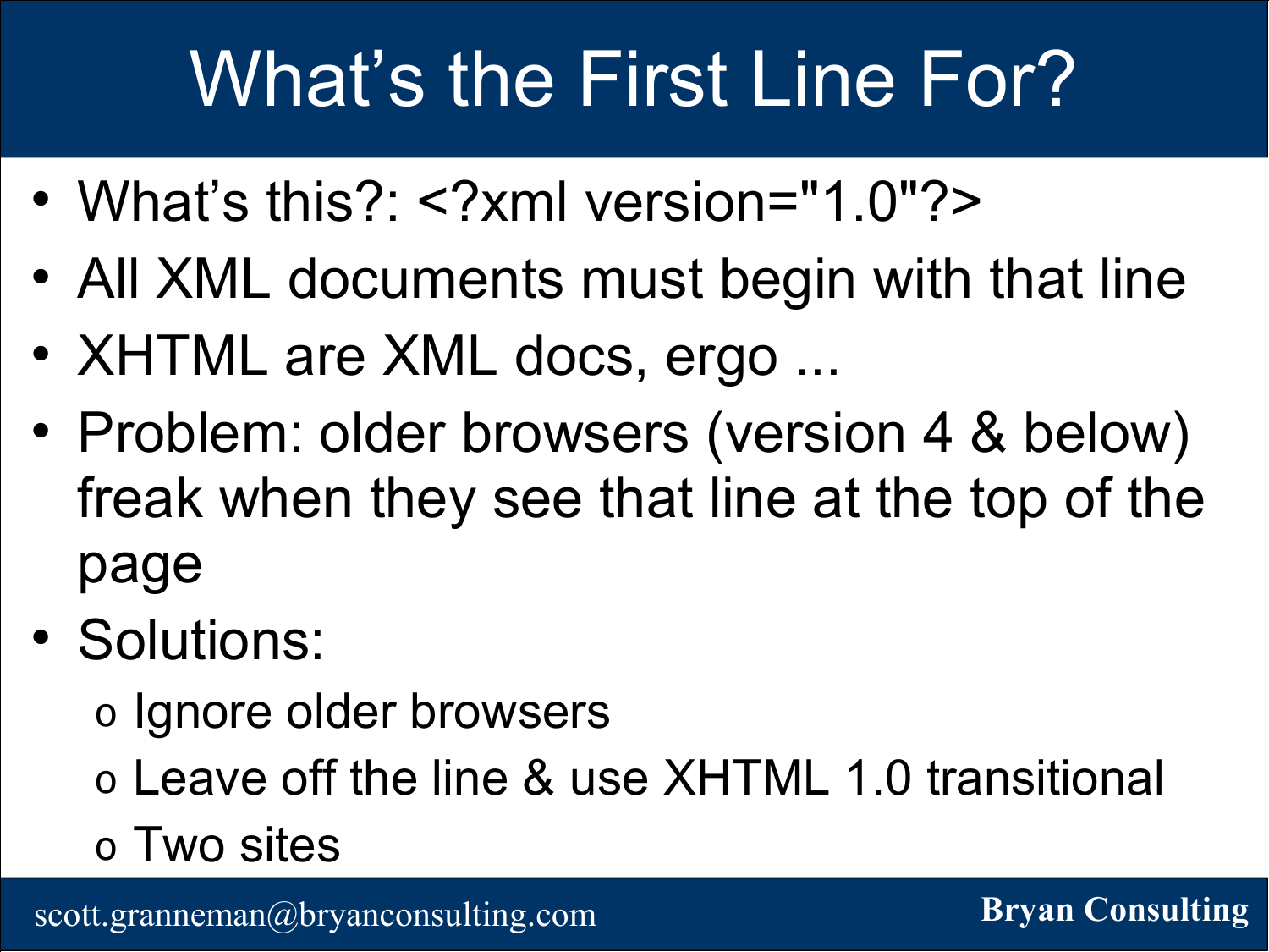# What's the First Line For?

- What's this?: <?xml version="1.0"?>
- All XML documents must begin with that line
- XHTML are XML docs, ergo ...
- Problem: older browsers (version 4 & below) freak when they see that line at the top of the page
- Solutions:
  - Ignore older browsers
  - Leave off the line & use XHTML 1.0 transitional
  - Two sites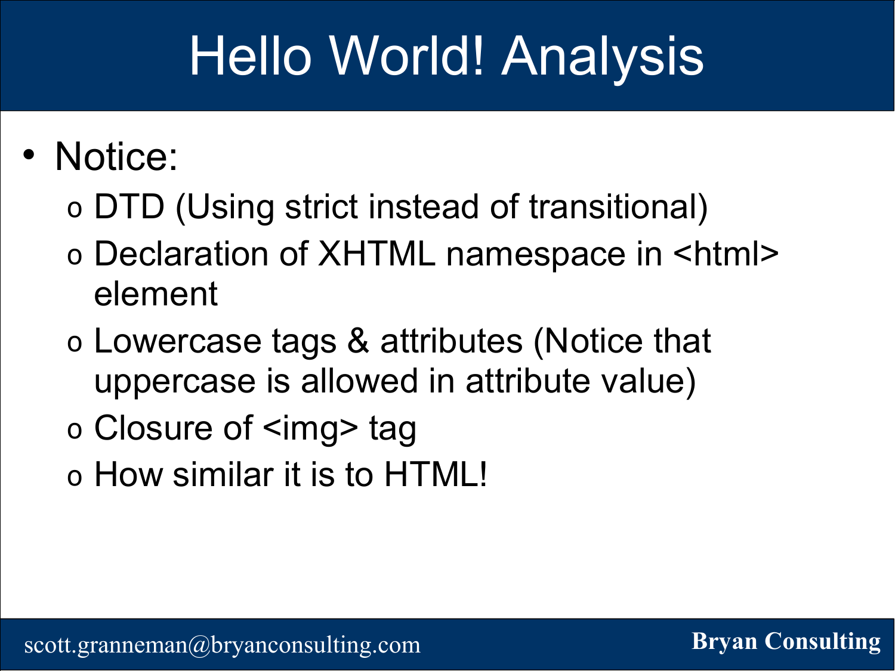# Hello World! Analysis

- Notice:
  - DTD (Using strict instead of transitional)
  - Declaration of XHTML namespace in <html> element
  - Lowercase tags & attributes (Notice that uppercase is allowed in attribute value)
  - Closure of <img> tag
  - How similar it is to HTML!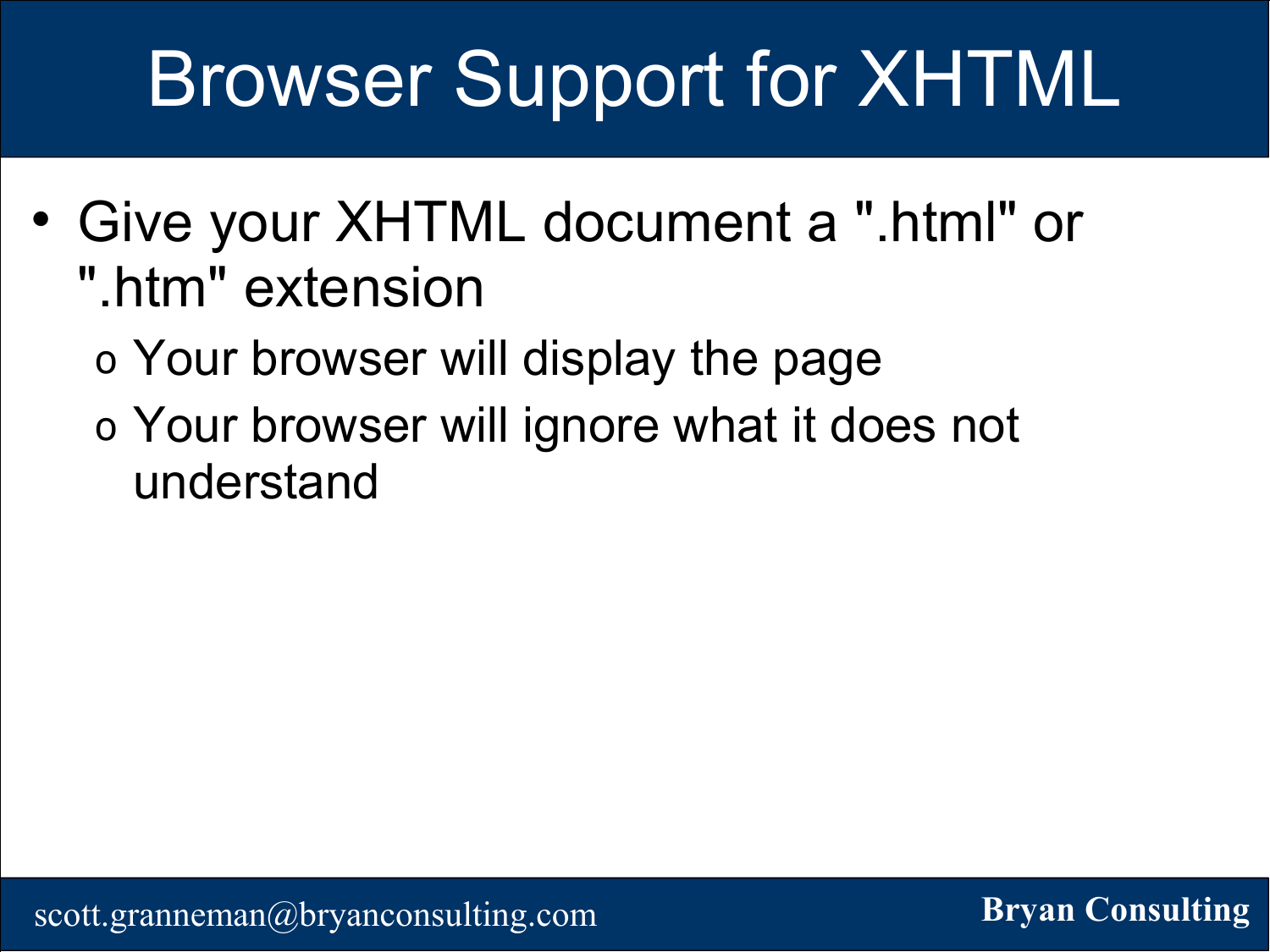# Browser Support for XHTML

- Give your XHTML document a ".html" or ".htm" extension
  - Your browser will display the page
  - Your browser will ignore what it does not understand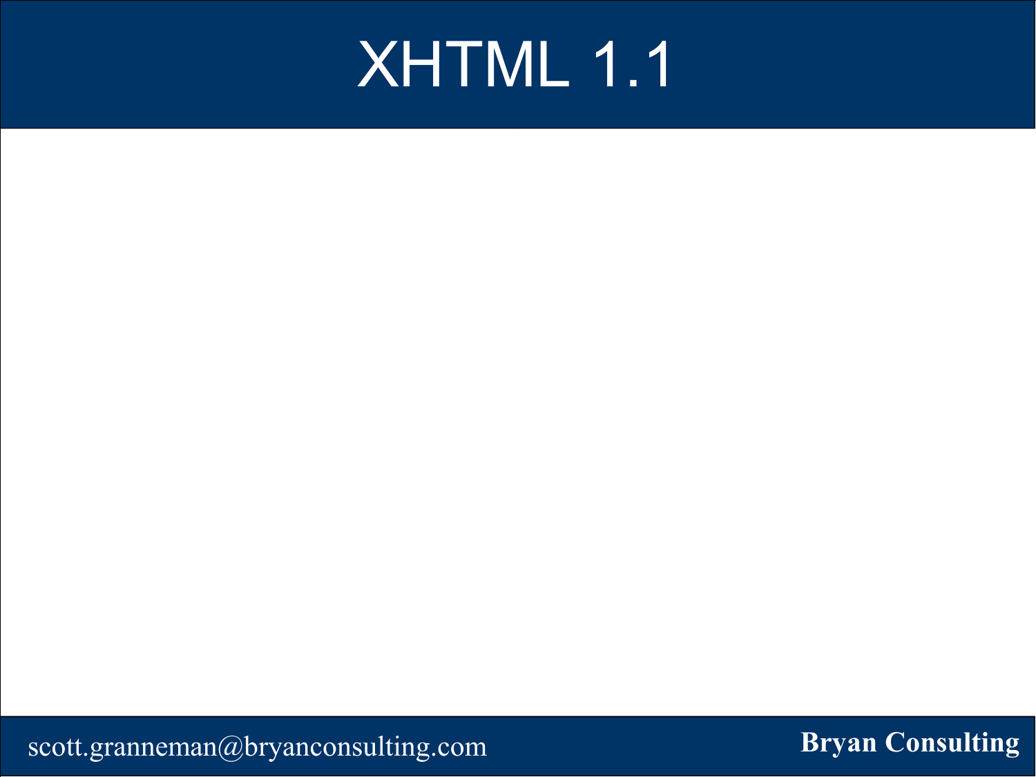# XHTML 1.1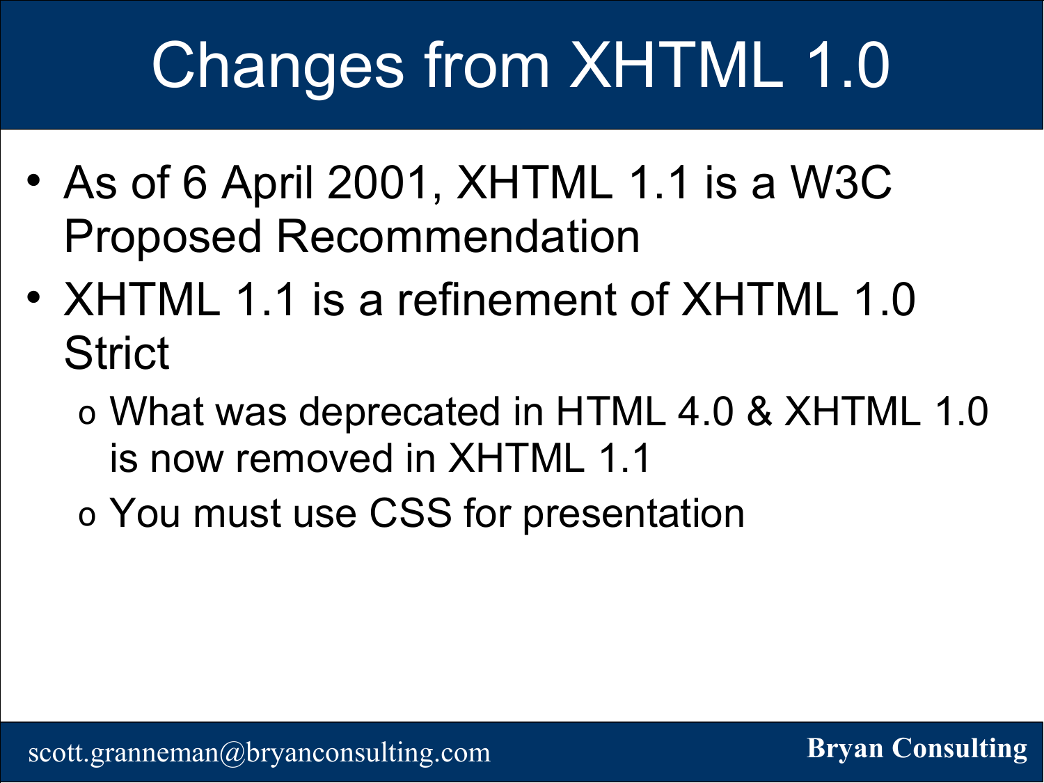# Changes from XHTML 1.0

- As of 6 April 2001, XHTML 1.1 is a W3C Proposed Recommendation
- XHTML 1.1 is a refinement of XHTML 1.0 Strict
  - What was deprecated in HTML 4.0 & XHTML 1.0 is now removed in XHTML 1.1
  - You must use CSS for presentation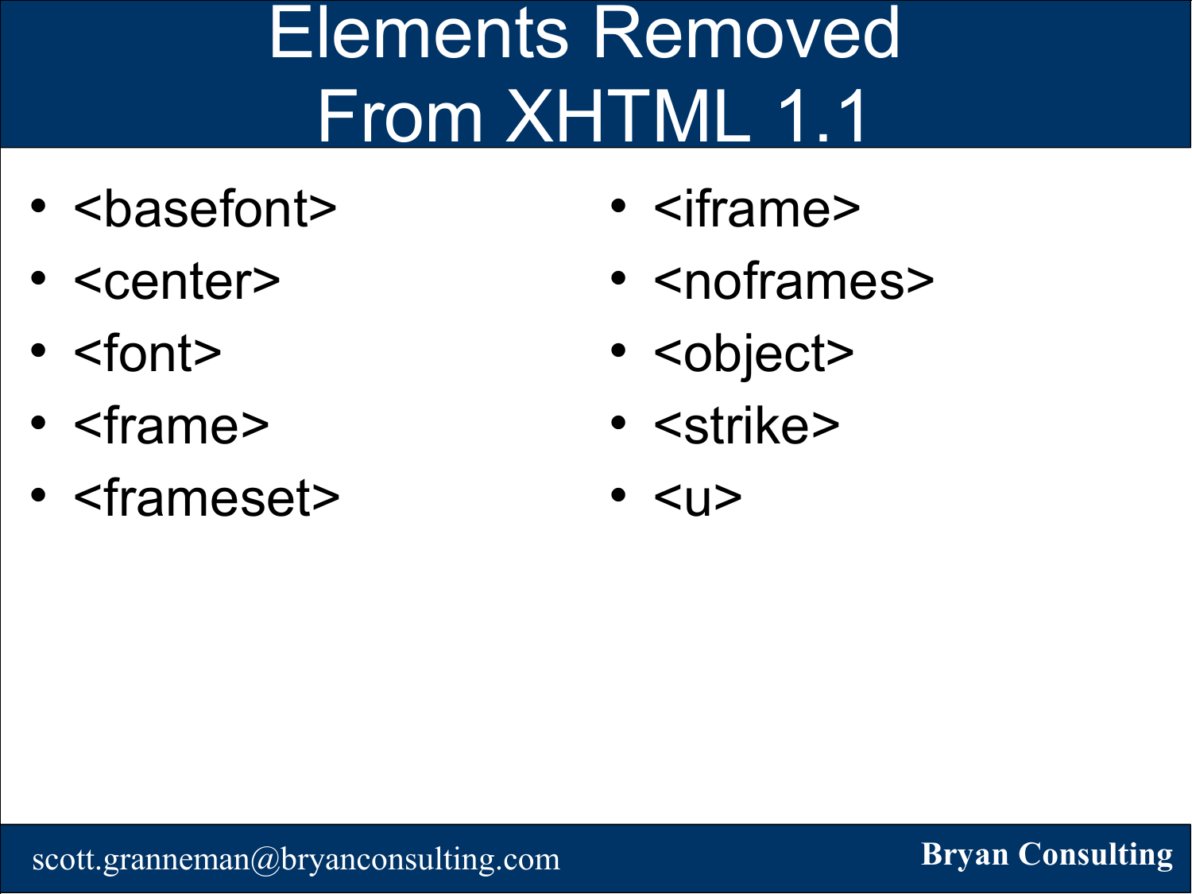# Elements Removed From XHTML 1.1

- <basefont>
- <center>
- <font>
- <frame>
- <frameset>
- <iframe>
- <noframes>
- <object>
- <strike>
- <u>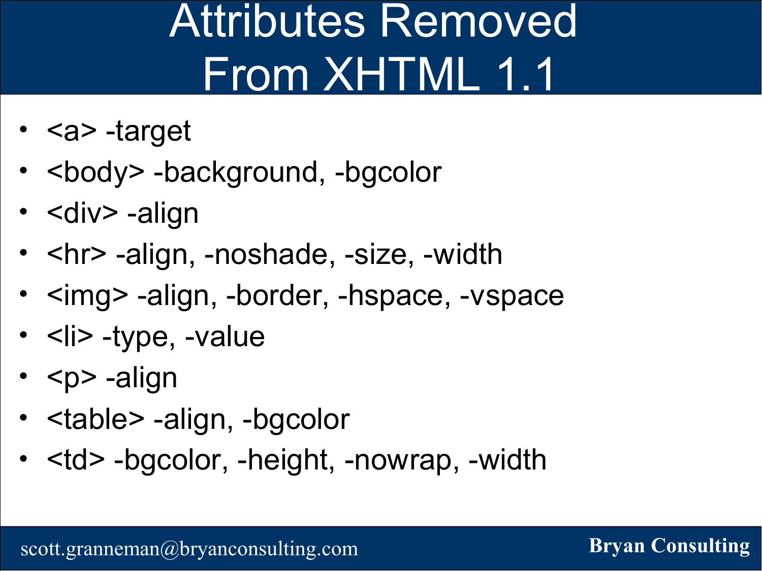# Attributes Removed From XHTML 1.1

- <a> -target
- <body> -background, -bgcolor
- <div> -align
- <hr> -align, -noshade, -size, -width
- <img> -align, -border, -hspace, -vspace
- <li> -type, -value
- <p> -align
- <table> -align, -bgcolor
- <td> -bgcolor, -height, -nowrap, -width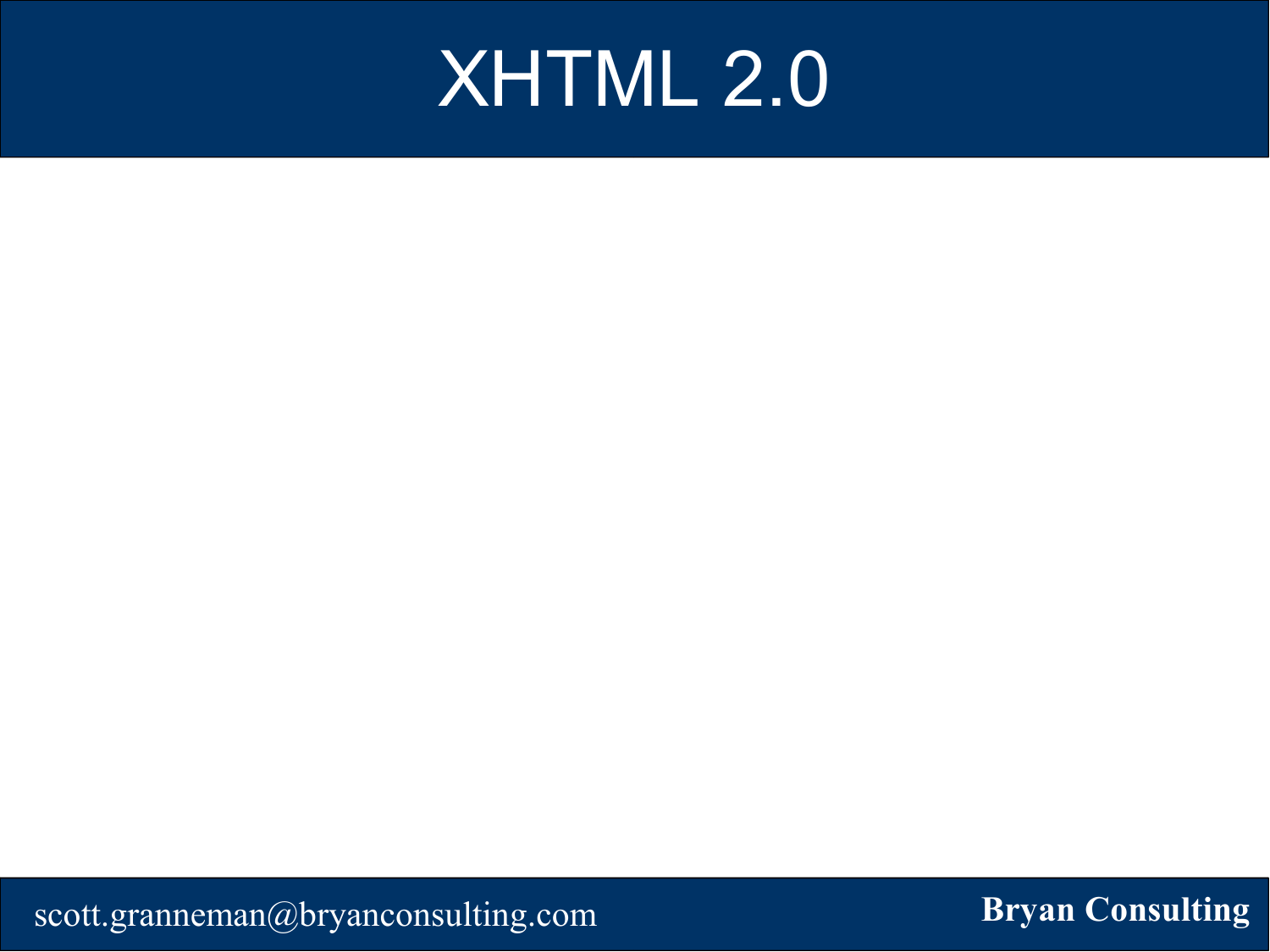# XHTML 2.0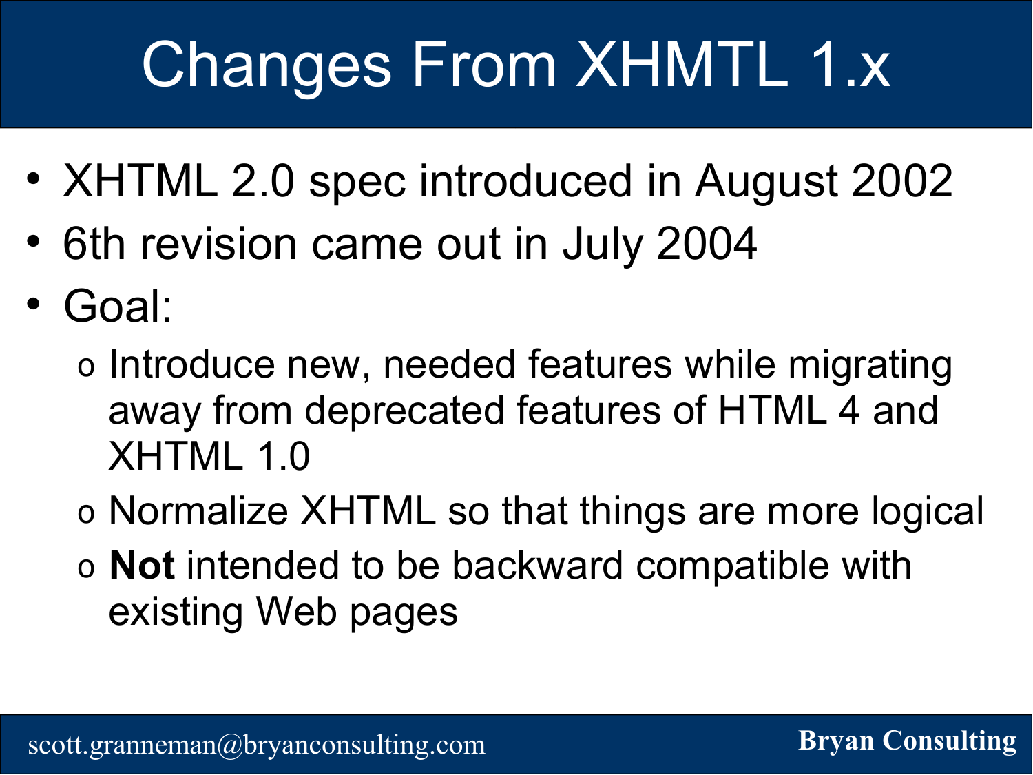# Changes From XHMTL 1.x

- XHTML 2.0 spec introduced in August 2002
- 6th revision came out in July 2004
- Goal:
  - Introduce new, needed features while migrating away from deprecated features of HTML 4 and XHTML 1.0
  - Normalize XHTML so that things are more logical
  - **Not** intended to be backward compatible with existing Web pages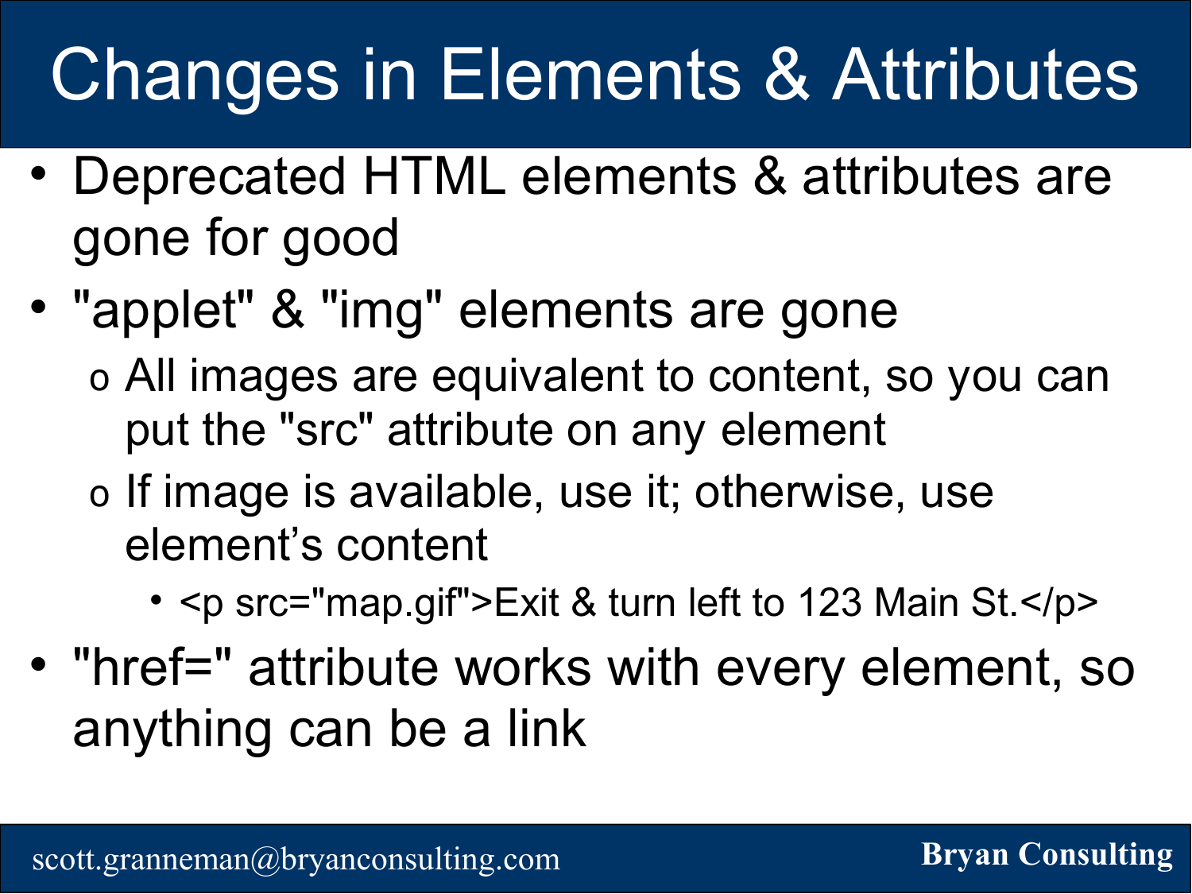# Changes in Elements & Attributes

- Deprecated HTML elements & attributes are gone for good
- "applet" & "img" elements are gone
  - All images are equivalent to content, so you can put the "src" attribute on any element
  - If image is available, use it; otherwise, use element's content
    - <p src="map.gif">Exit & turn left to 123 Main St.</p>
- "href=" attribute works with every element, so anything can be a link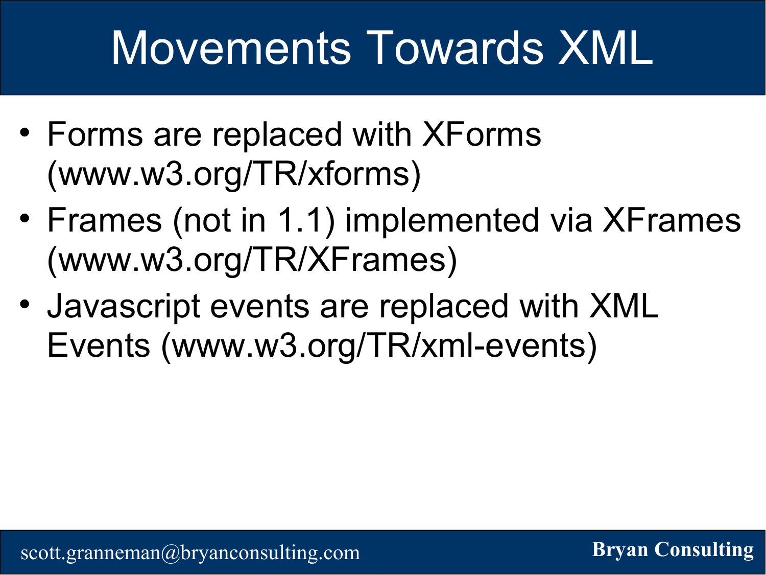# Movements Towards XML

- Forms are replaced with XForms (www.w3.org/TR/xforms)
- Frames (not in 1.1) implemented via XFrames (www.w3.org/TR/XFrames)
- Javascript events are replaced with XML Events (www.w3.org/TR/xml-events)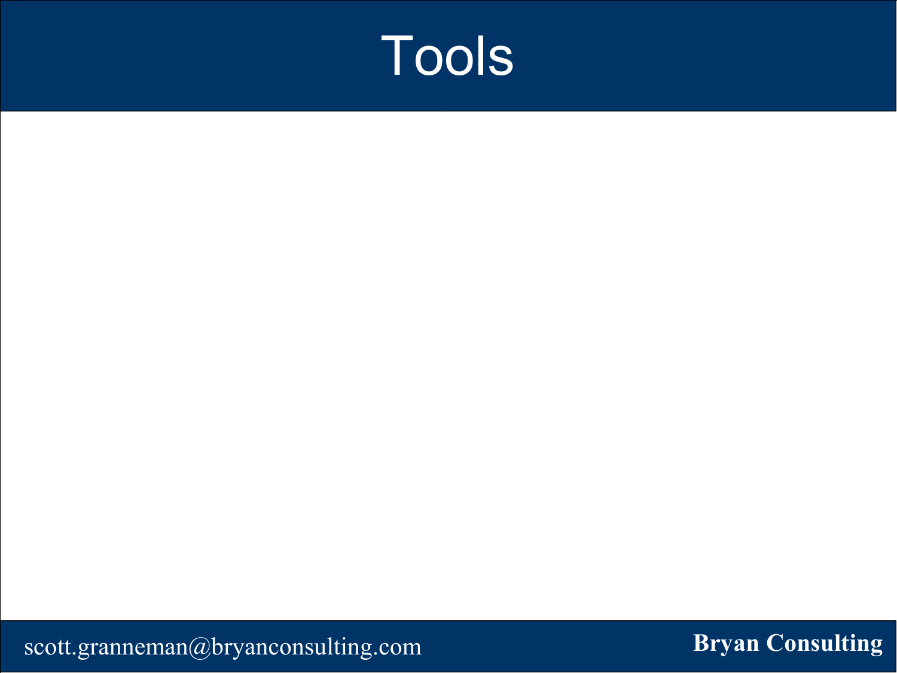# Tools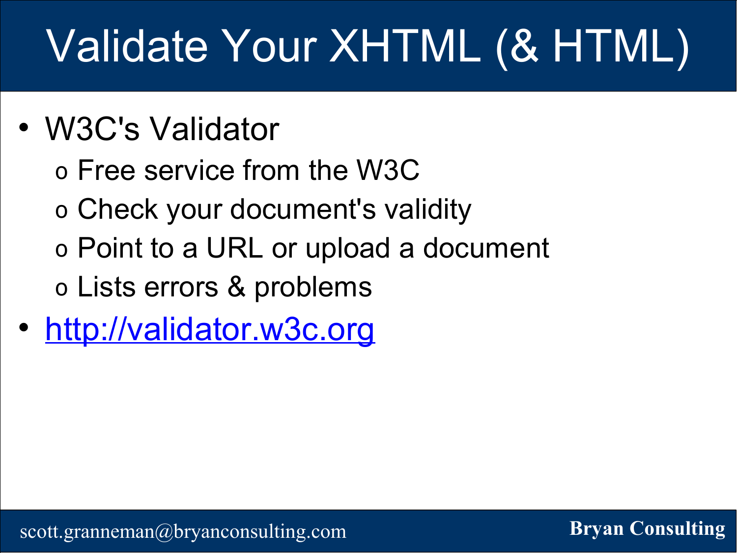# Validate Your XHTML (& HTML)

- W3C's Validator
  - Free service from the W3C
  - Check your document's validity
  - Point to a URL or upload a document
  - Lists errors & problems
- [http://validator.w3c.org](http://validator.w3c.org)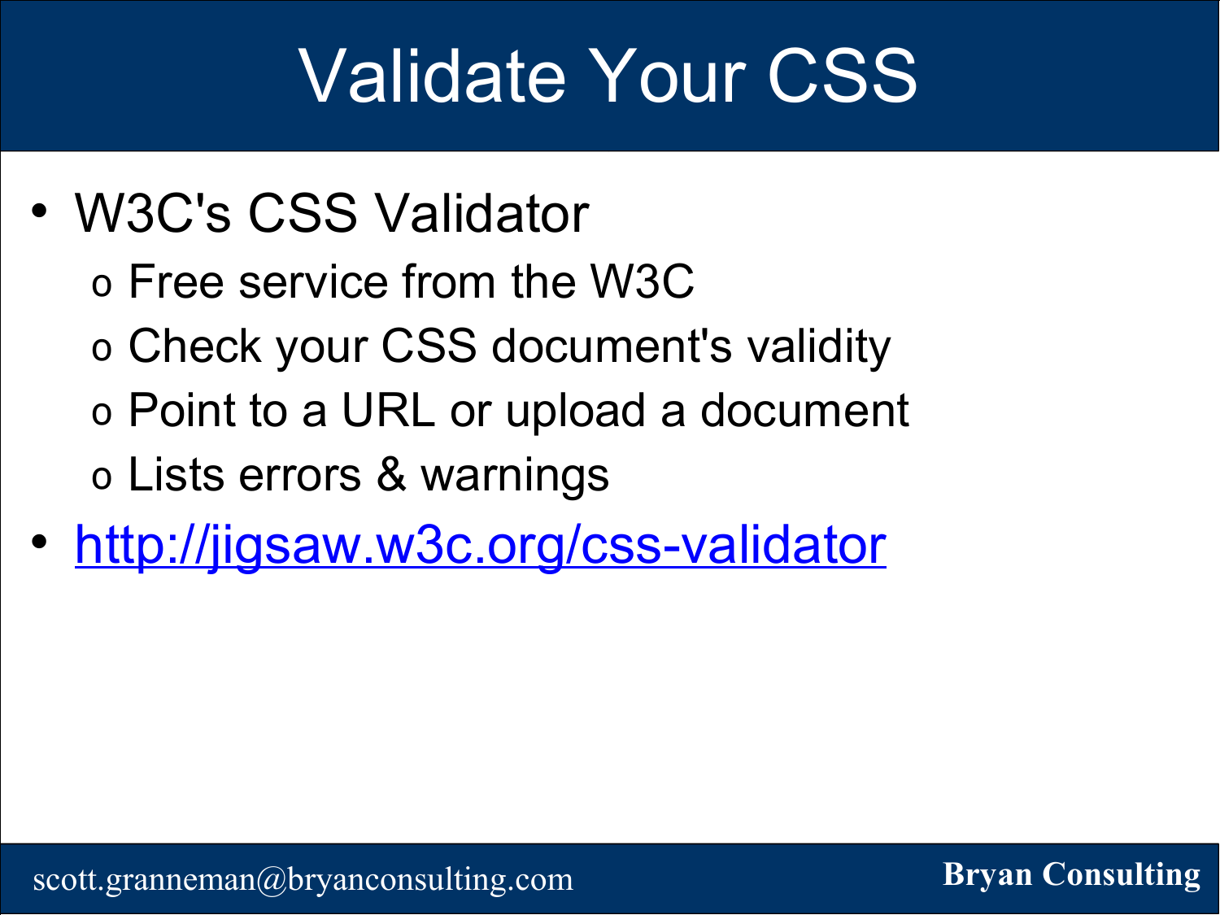# Validate Your CSS

- W3C's CSS Validator
  - Free service from the W3C
  - Check your CSS document's validity
  - Point to a URL or upload a document
  - Lists errors & warnings
- http://jigsaw.w3c.org/css-validator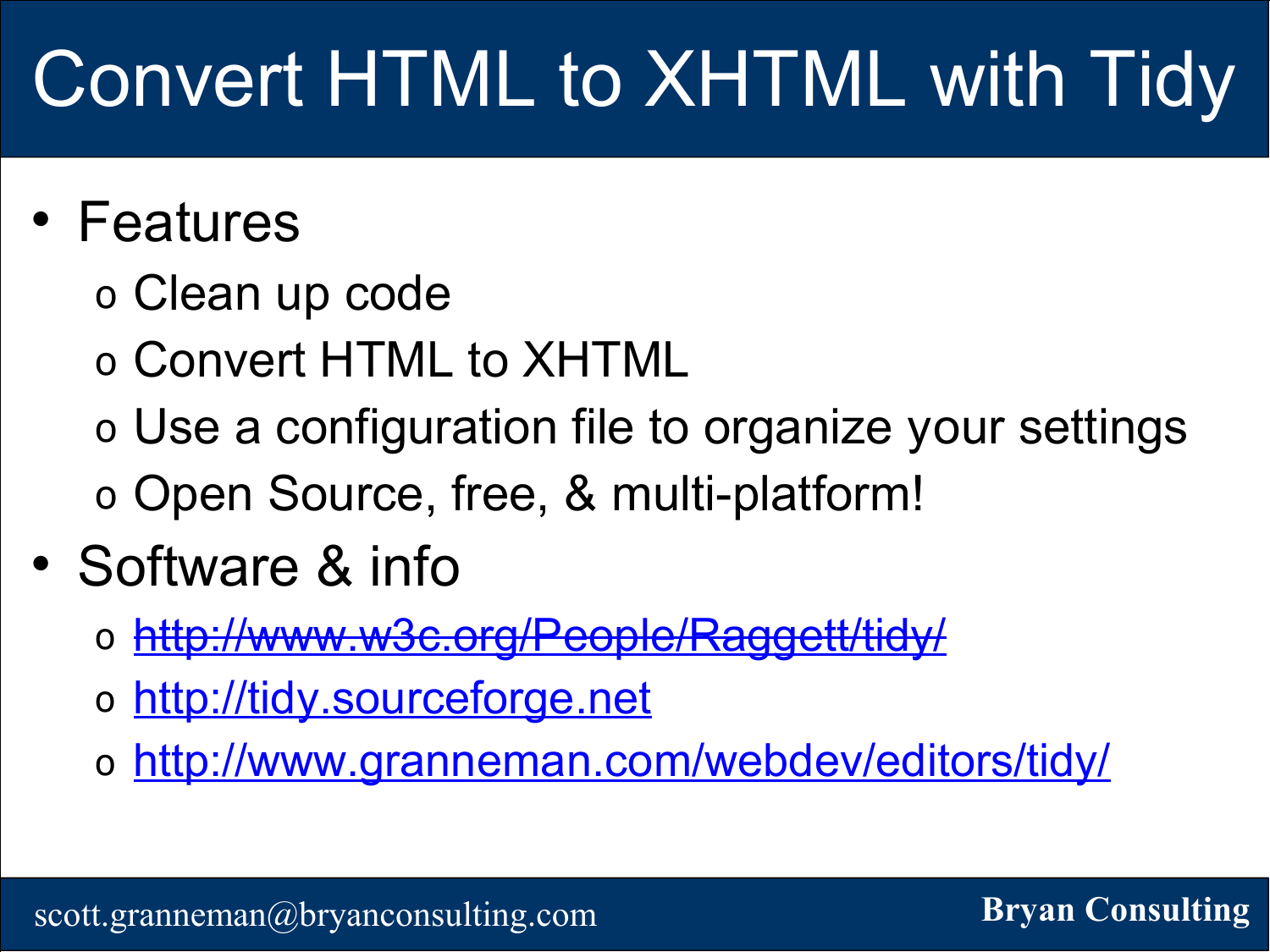# Convert HTML to XHTML with Tidy

- Features
  - Clean up code
  - Convert HTML to XHTML
  - Use a configuration file to organize your settings
  - Open Source, free, & multi-platform!
- Software & info
  - ~~http://www.w3c.org/People/Raggett/tidy/~~
  - http://tidy.sourceforge.net
  - http://www.granneman.com/webdev/editors/tidy/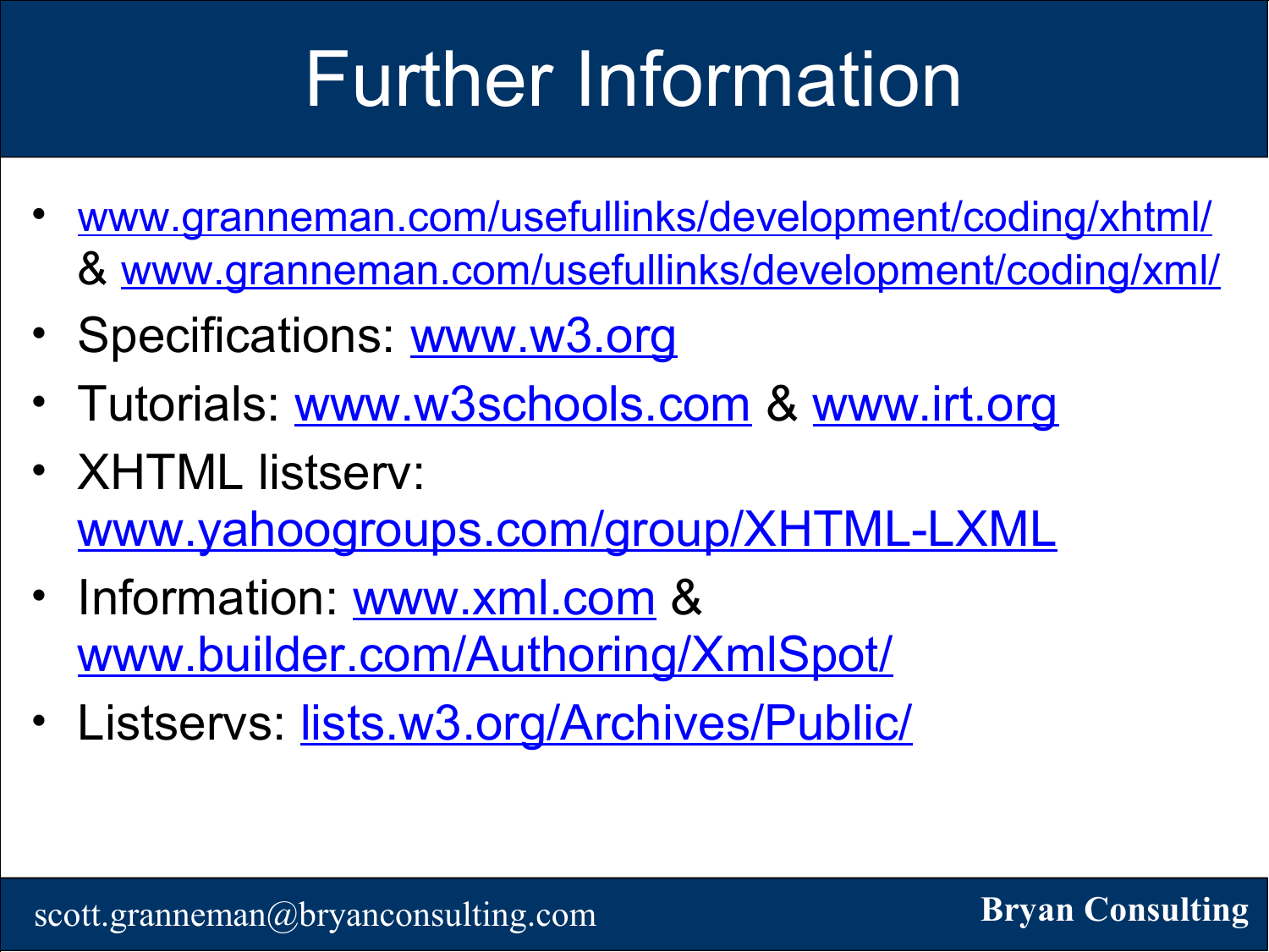# Further Information

- www.granneman.com/usefullinks/development/coding/xhtml/ & www.granneman.com/usefullinks/development/coding/xml/
- Specifications: www.w3.org
- Tutorials: www.w3schools.com & www.irt.org
- XHTML listserv: www.yahoogroups.com/group/XHTML-LXML
- Information: www.xml.com & www.builder.com/Authoring/XmlSpot/
- Listservs: lists.w3.org/Archives/Public/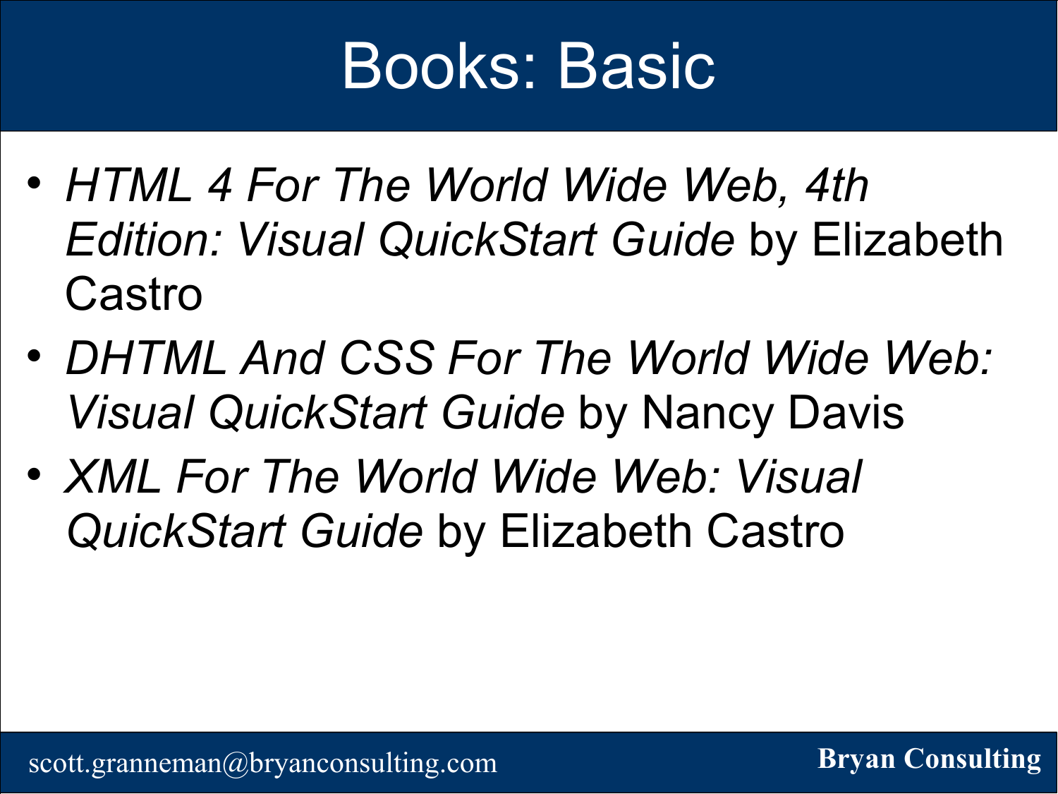# Books: Basic

- *HTML 4 For The World Wide Web, 4th Edition: Visual QuickStart Guide* by Elizabeth Castro
- *DHTML And CSS For The World Wide Web: Visual QuickStart Guide* by Nancy Davis
- *XML For The World Wide Web: Visual QuickStart Guide* by Elizabeth Castro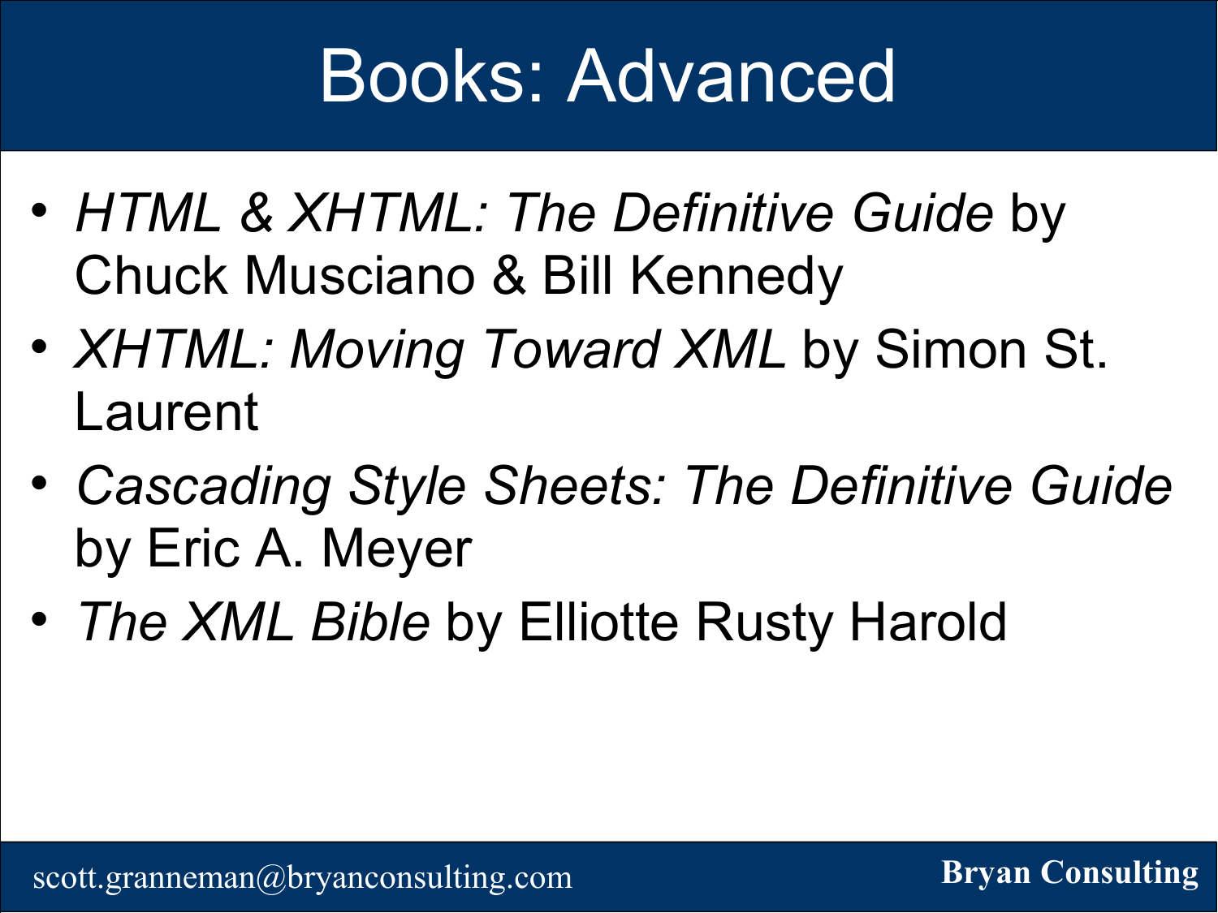# Books: Advanced

- *HTML & XHTML: The Definitive Guide* by Chuck Musciano & Bill Kennedy
- *XHTML: Moving Toward XML* by Simon St. Laurent
- *Cascading Style Sheets: The Definitive Guide* by Eric A. Meyer
- *The XML Bible* by Elliotte Rusty Harold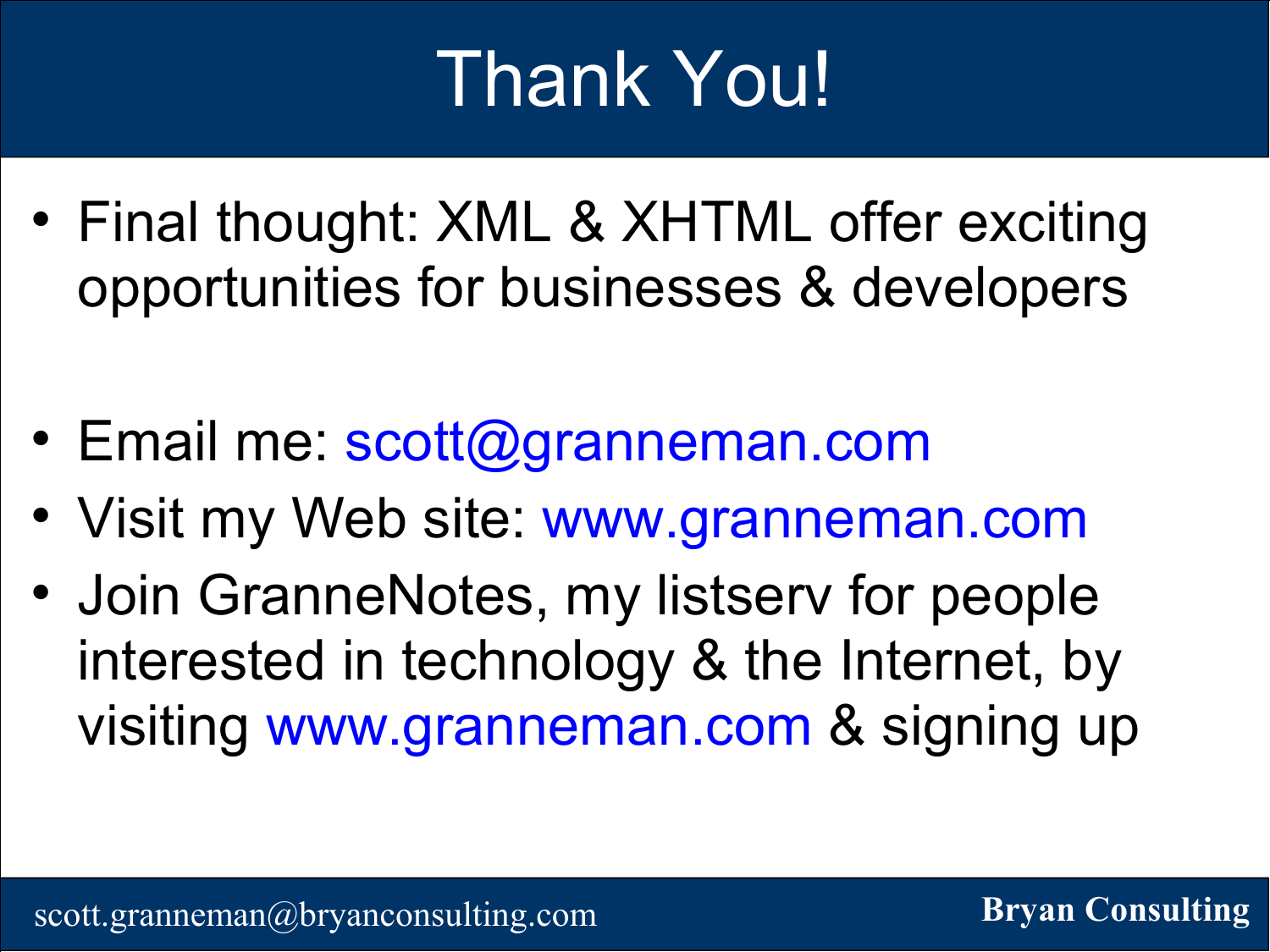# Thank You!

- Final thought: XML & XHTML offer exciting opportunities for businesses & developers
- Email me: scott@granneman.com
- Visit my Web site: www.granneman.com
- Join GranneNotes, my listserv for people interested in technology & the Internet, by visiting www.granneman.com & signing up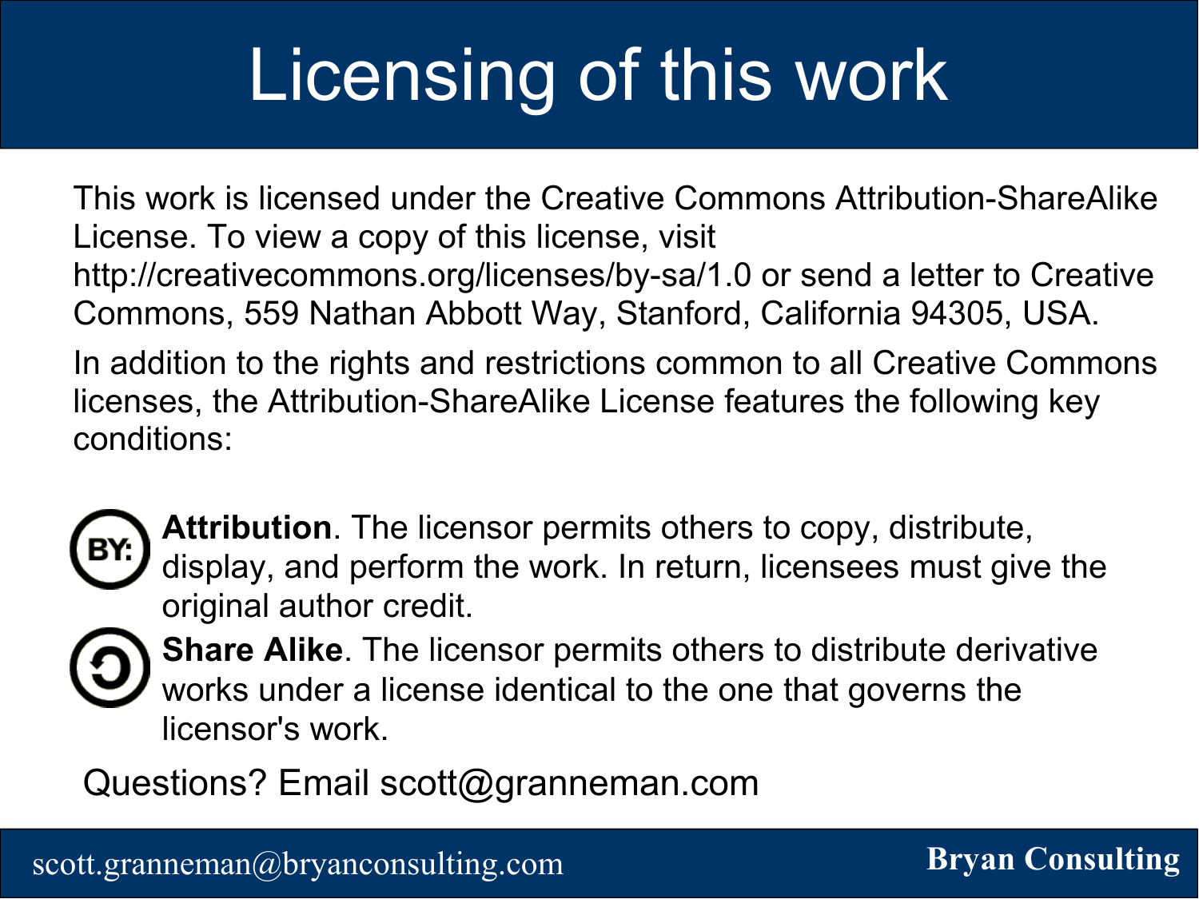# Licensing of this work

This work is licensed under the Creative Commons Attribution-ShareAlike License. To view a copy of this license, visit http://creativecommons.org/licenses/by-sa/1.0 or send a letter to Creative Commons, 559 Nathan Abbott Way, Stanford, California 94305, USA.

In addition to the rights and restrictions common to all Creative Commons licenses, the Attribution-ShareAlike License features the following key conditions:

**Attribution**. The licensor permits others to copy, distribute, display, and perform the work. In return, licensees must give the original author credit.

**Share Alike**. The licensor permits others to distribute derivative works under a license identical to the one that governs the licensor's work.

Questions? Email scott@granneman.com

scott.granneman@bryanconsulting.com

**Bryan Consulting**